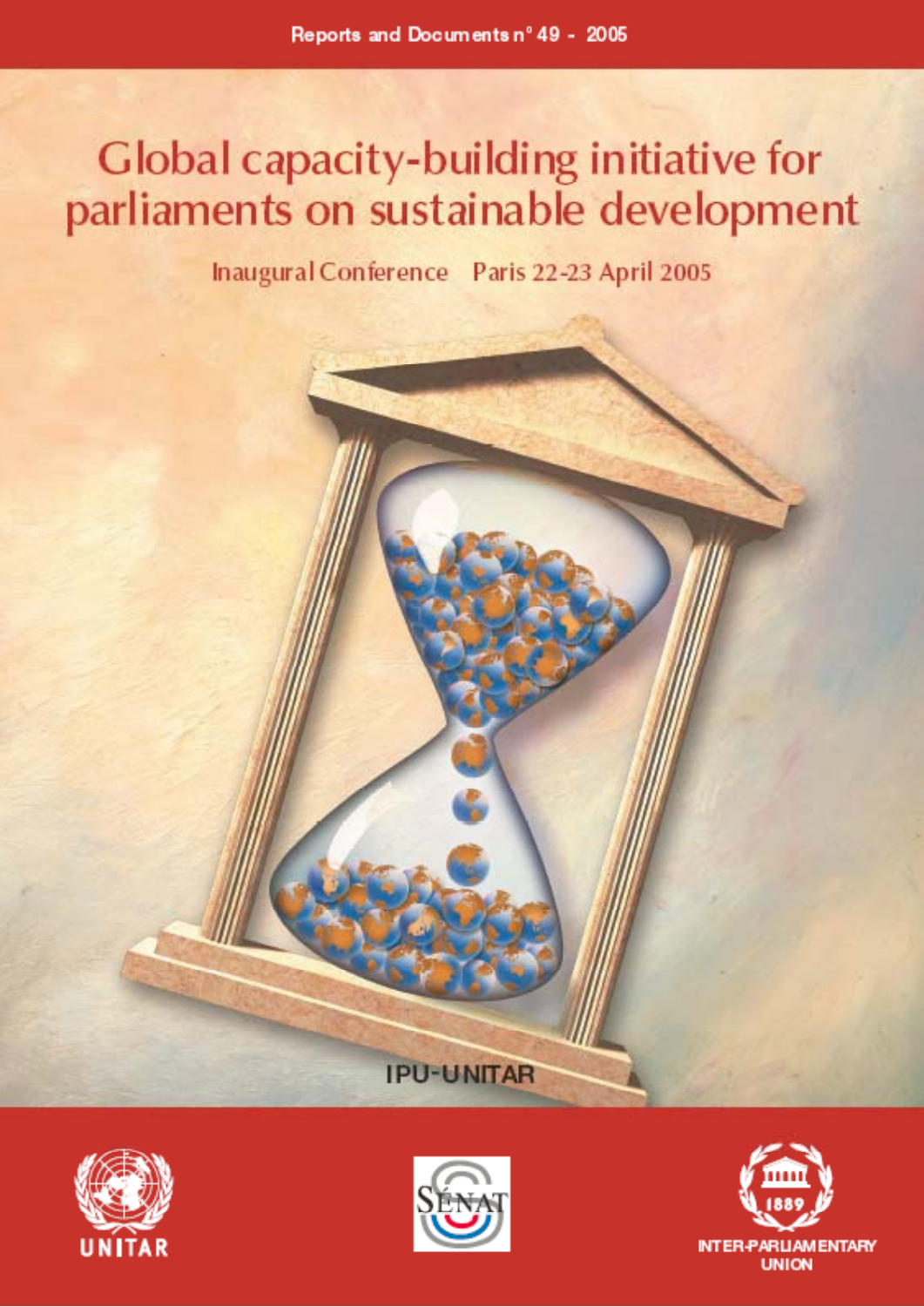Reports and Documents n° 49 - 2005

# Global capacity-building initiative for parliaments on sustainable development

Inaugural Conference Paris 22-23 April 2005

IPU-UNITAR

UNITAR

SÉNAT

1889

INTER-PARLIAMENTARY UNION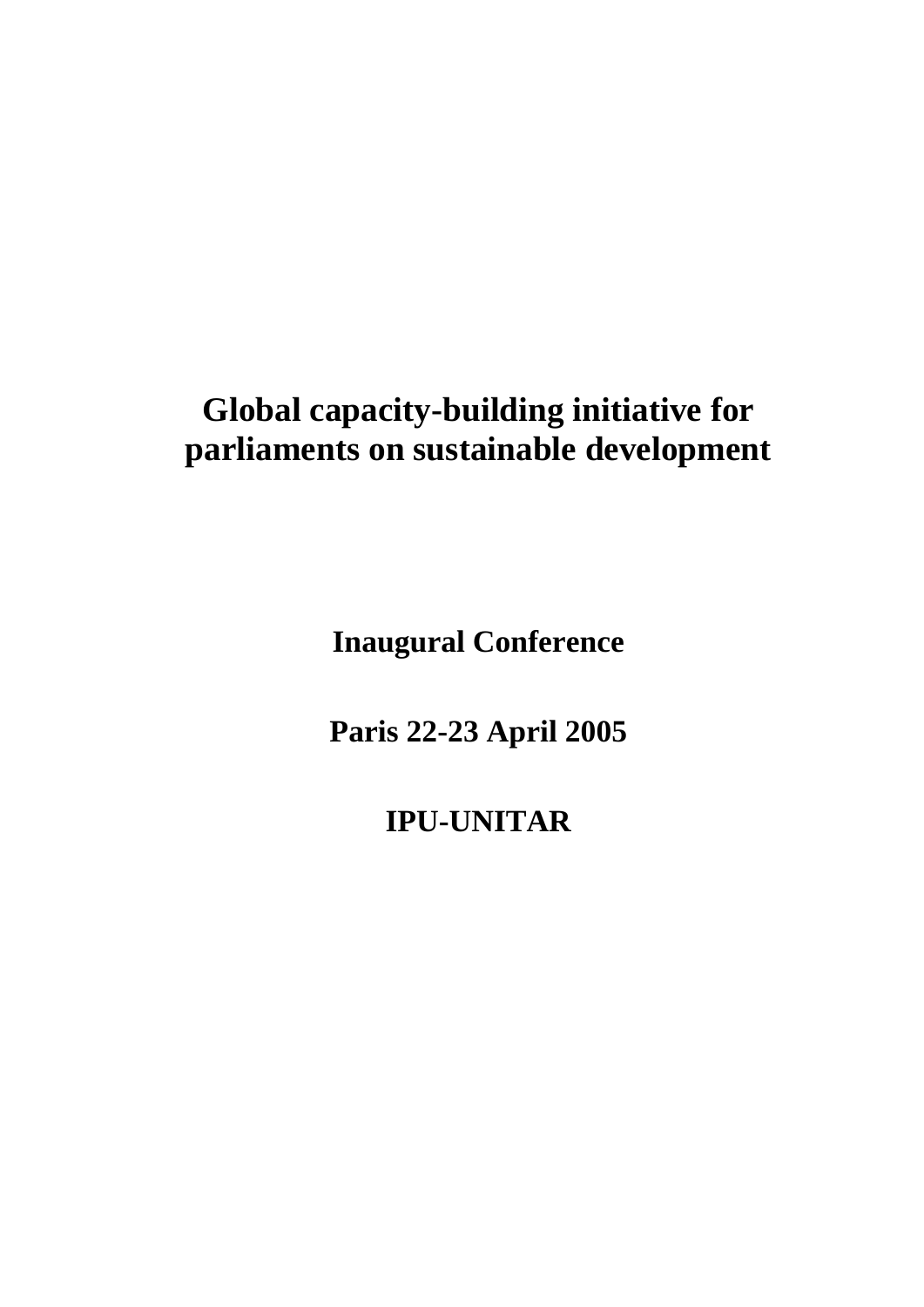# Global capacity-building initiative for parliaments on sustainable development

**Inaugural Conference**

**Paris 22-23 April 2005**

**IPU-UNITAR**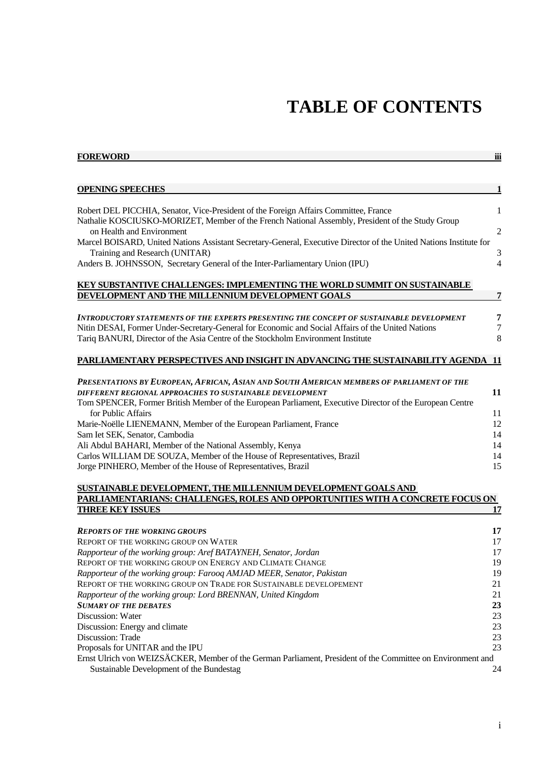# TABLE OF CONTENTS

**FOREWORD** iii

**OPENING SPEECHES** 1

Robert DEL PICCHIA, Senator, Vice-President of the Foreign Affairs Committee, France 1

Nathalie KOSCIUSKO-MORIZET, Member of the French National Assembly, President of the Study Group on Health and Environment 2

Marcel BOISARD, United Nations Assistant Secretary-General, Executive Director of the United Nations Institute for Training and Research (UNITAR) 3

Anders B. JOHNSSON, Secretary General of the Inter-Parliamentary Union (IPU) 4

**KEY SUBSTANTIVE CHALLENGES: IMPLEMENTING THE WORLD SUMMIT ON SUSTAINABLE DEVELOPMENT AND THE MILLENNIUM DEVELOPMENT GOALS** 7

***INTRODUCTORY STATEMENTS OF THE EXPERTS PRESENTING THE CONCEPT OF SUSTAINABLE DEVELOPMENT*** 7

Nitin DESAI, Former Under-Secretary-General for Economic and Social Affairs of the United Nations 7

Tariq BANURI, Director of the Asia Centre of the Stockholm Environment Institute 8

**PARLIAMENTARY PERSPECTIVES AND INSIGHT IN ADVANCING THE SUSTAINABILITY AGENDA** 11

***PRESENTATIONS BY EUROPEAN, AFRICAN, ASIAN AND SOUTH AMERICAN MEMBERS OF PARLIAMENT OF THE DIFFERENT REGIONAL APPROACHES TO SUSTAINABLE DEVELOPMENT*** 11

Tom SPENCER, Former British Member of the European Parliament, Executive Director of the European Centre for Public Affairs 11

Marie-Noëlle LIENEMANN, Member of the European Parliament, France 12

Sam Iet SEK, Senator, Cambodia 14

Ali Abdul BAHARI, Member of the National Assembly, Kenya 14

Carlos WILLIAM DE SOUZA, Member of the House of Representatives, Brazil 14

Jorge PINHERO, Member of the House of Representatives, Brazil 15

**SUSTAINABLE DEVELOPMENT, THE MILLENNIUM DEVELOPMENT GOALS AND PARLIAMENTARIANS: CHALLENGES, ROLES AND OPPORTUNITIES WITH A CONCRETE FOCUS ON THREE KEY ISSUES** 17

***REPORTS OF THE WORKING GROUPS*** 17

REPORT OF THE WORKING GROUP ON WATER 17

*Rapporteur of the working group: Aref BATAYNEH, Senator, Jordan* 17

REPORT OF THE WORKING GROUP ON ENERGY AND CLIMATE CHANGE 19

*Rapporteur of the working group: Farooq AMJAD MEER, Senator, Pakistan* 19

REPORT OF THE WORKING GROUP ON TRADE FOR SUSTAINABLE DEVELOPEMENT 21

*Rapporteur of the working group: Lord BRENNAN, United Kingdom* 21

***SUMARY OF THE DEBATES*** 23

Discussion: Water 23

Discussion: Energy and climate 23

Discussion: Trade 23

Proposals for UNITAR and the IPU 23

Ernst Ulrich von WEIZSÄCKER, Member of the German Parliament, President of the Committee on Environment and Sustainable Development of the Bundestag 24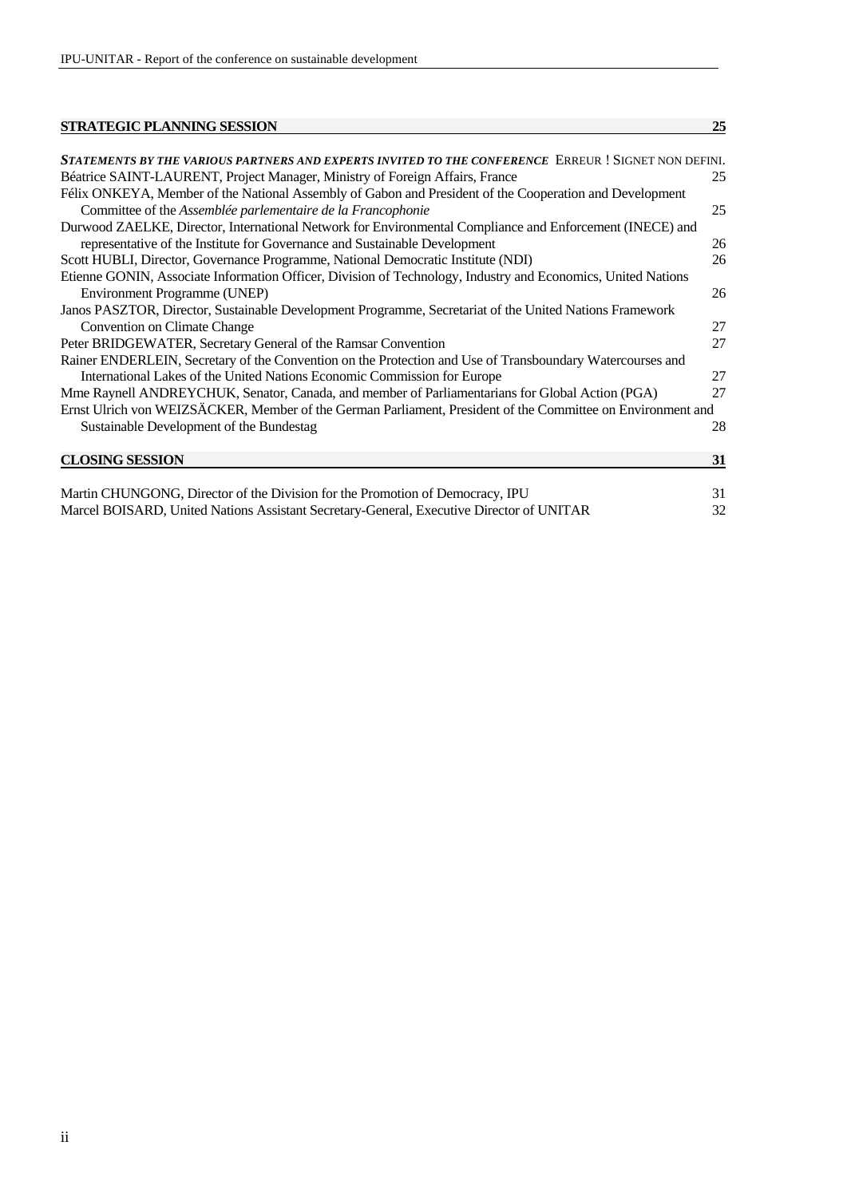**STRATEGIC PLANNING SESSION** 25

***STATEMENTS BY THE VARIOUS PARTNERS AND EXPERTS INVITED TO THE CONFERENCE*** ERREUR ! SIGNET NON DEFINI.

Béatrice SAINT-LAURENT, Project Manager, Ministry of Foreign Affairs, France 25

Félix ONKEYA, Member of the National Assembly of Gabon and President of the Cooperation and Development Committee of the *Assemblée parlementaire de la Francophonie* 25

Durwood ZAELKE, Director, International Network for Environmental Compliance and Enforcement (INECE) and representative of the Institute for Governance and Sustainable Development 26

Scott HUBLI, Director, Governance Programme, National Democratic Institute (NDI) 26

Etienne GONIN, Associate Information Officer, Division of Technology, Industry and Economics, United Nations Environment Programme (UNEP) 26

Janos PASZTOR, Director, Sustainable Development Programme, Secretariat of the United Nations Framework Convention on Climate Change 27

Peter BRIDGEWATER, Secretary General of the Ramsar Convention 27

Rainer ENDERLEIN, Secretary of the Convention on the Protection and Use of Transboundary Watercourses and International Lakes of the United Nations Economic Commission for Europe 27

Mme Raynell ANDREYCHUK, Senator, Canada, and member of Parliamentarians for Global Action (PGA) 27

Ernst Ulrich von WEIZSÄCKER, Member of the German Parliament, President of the Committee on Environment and Sustainable Development of the Bundestag 28

**CLOSING SESSION** 31

Martin CHUNGONG, Director of the Division for the Promotion of Democracy, IPU 31

Marcel BOISARD, United Nations Assistant Secretary-General, Executive Director of UNITAR 32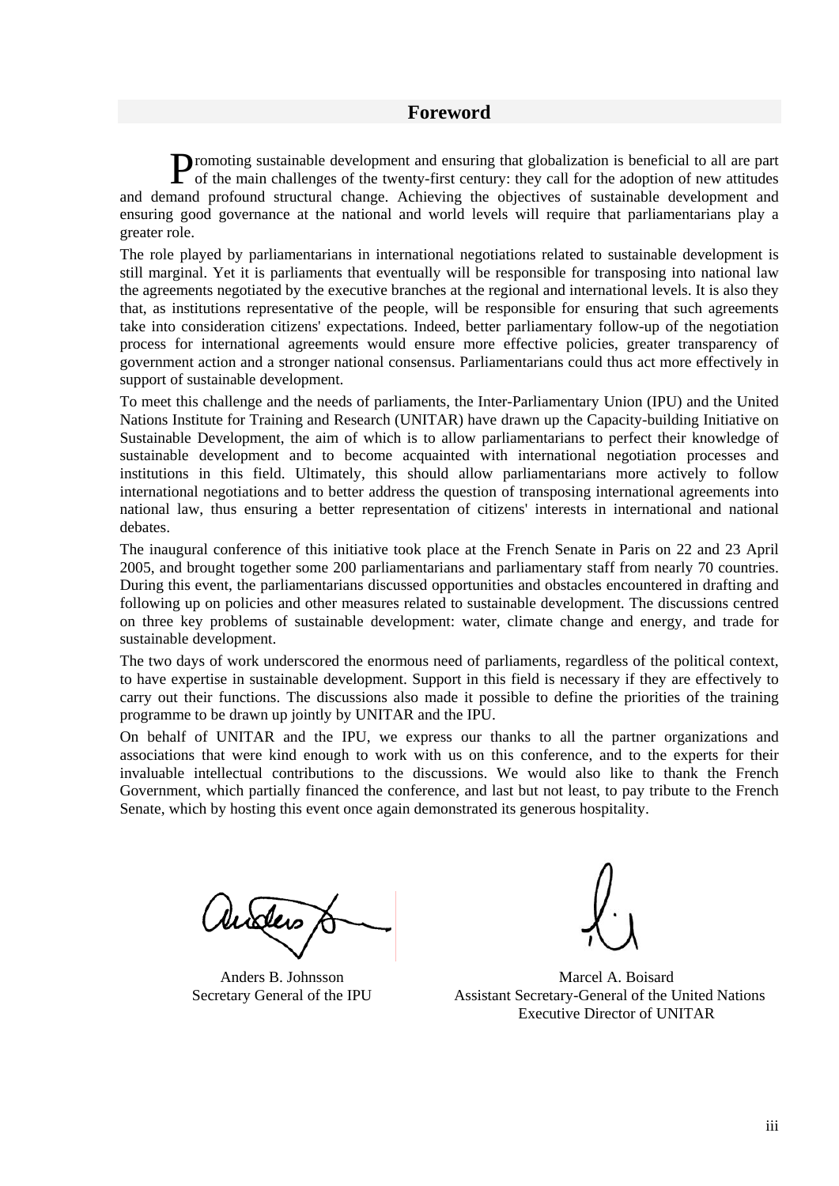## Foreword

Promoting sustainable development and ensuring that globalization is beneficial to all are part of the main challenges of the twenty-first century: they call for the adoption of new attitudes and demand profound structural change. Achieving the objectives of sustainable development and ensuring good governance at the national and world levels will require that parliamentarians play a greater role.

The role played by parliamentarians in international negotiations related to sustainable development is still marginal. Yet it is parliaments that eventually will be responsible for transposing into national law the agreements negotiated by the executive branches at the regional and international levels. It is also they that, as institutions representative of the people, will be responsible for ensuring that such agreements take into consideration citizens' expectations. Indeed, better parliamentary follow-up of the negotiation process for international agreements would ensure more effective policies, greater transparency of government action and a stronger national consensus. Parliamentarians could thus act more effectively in support of sustainable development.

To meet this challenge and the needs of parliaments, the Inter-Parliamentary Union (IPU) and the United Nations Institute for Training and Research (UNITAR) have drawn up the Capacity-building Initiative on Sustainable Development, the aim of which is to allow parliamentarians to perfect their knowledge of sustainable development and to become acquainted with international negotiation processes and institutions in this field. Ultimately, this should allow parliamentarians more actively to follow international negotiations and to better address the question of transposing international agreements into national law, thus ensuring a better representation of citizens' interests in international and national debates.

The inaugural conference of this initiative took place at the French Senate in Paris on 22 and 23 April 2005, and brought together some 200 parliamentarians and parliamentary staff from nearly 70 countries. During this event, the parliamentarians discussed opportunities and obstacles encountered in drafting and following up on policies and other measures related to sustainable development. The discussions centred on three key problems of sustainable development: water, climate change and energy, and trade for sustainable development.

The two days of work underscored the enormous need of parliaments, regardless of the political context, to have expertise in sustainable development. Support in this field is necessary if they are effectively to carry out their functions. The discussions also made it possible to define the priorities of the training programme to be drawn up jointly by UNITAR and the IPU.

On behalf of UNITAR and the IPU, we express our thanks to all the partner organizations and associations that were kind enough to work with us on this conference, and to the experts for their invaluable intellectual contributions to the discussions. We would also like to thank the French Government, which partially financed the conference, and last but not least, to pay tribute to the French Senate, which by hosting this event once again demonstrated its generous hospitality.

Anders B. Johnsson
Secretary General of the IPU

Marcel A. Boisard
Assistant Secretary-General of the United Nations
Executive Director of UNITAR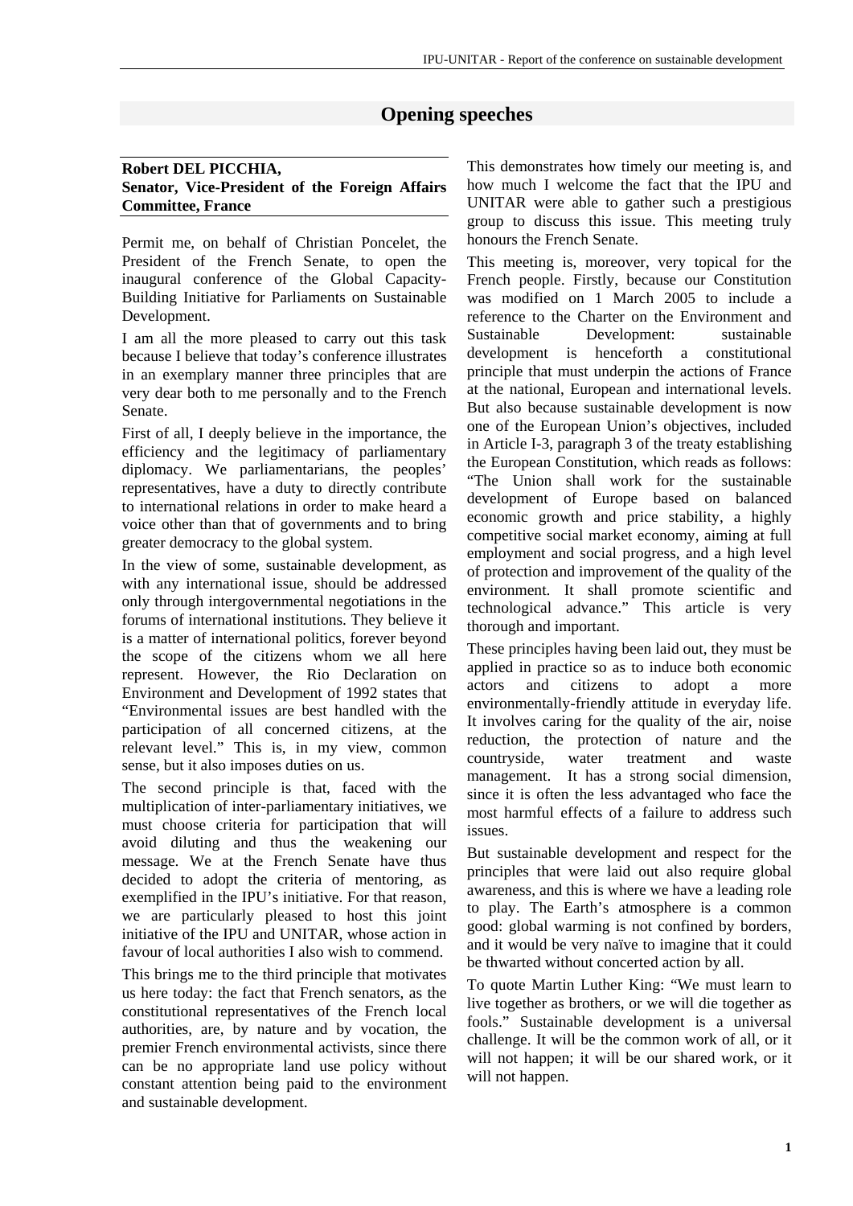# Opening speeches

**Robert DEL PICCHIA,**
**Senator, Vice-President of the Foreign Affairs Committee, France**

Permit me, on behalf of Christian Poncelet, the President of the French Senate, to open the inaugural conference of the Global Capacity-Building Initiative for Parliaments on Sustainable Development.

I am all the more pleased to carry out this task because I believe that today's conference illustrates in an exemplary manner three principles that are very dear both to me personally and to the French Senate.

First of all, I deeply believe in the importance, the efficiency and the legitimacy of parliamentary diplomacy. We parliamentarians, the peoples' representatives, have a duty to directly contribute to international relations in order to make heard a voice other than that of governments and to bring greater democracy to the global system.

In the view of some, sustainable development, as with any international issue, should be addressed only through intergovernmental negotiations in the forums of international institutions. They believe it is a matter of international politics, forever beyond the scope of the citizens whom we all here represent. However, the Rio Declaration on Environment and Development of 1992 states that "Environmental issues are best handled with the participation of all concerned citizens, at the relevant level." This is, in my view, common sense, but it also imposes duties on us.

The second principle is that, faced with the multiplication of inter-parliamentary initiatives, we must choose criteria for participation that will avoid diluting and thus the weakening our message. We at the French Senate have thus decided to adopt the criteria of mentoring, as exemplified in the IPU's initiative. For that reason, we are particularly pleased to host this joint initiative of the IPU and UNITAR, whose action in favour of local authorities I also wish to commend.

This brings me to the third principle that motivates us here today: the fact that French senators, as the constitutional representatives of the French local authorities, are, by nature and by vocation, the premier French environmental activists, since there can be no appropriate land use policy without constant attention being paid to the environment and sustainable development.

This demonstrates how timely our meeting is, and how much I welcome the fact that the IPU and UNITAR were able to gather such a prestigious group to discuss this issue. This meeting truly honours the French Senate.

This meeting is, moreover, very topical for the French people. Firstly, because our Constitution was modified on 1 March 2005 to include a reference to the Charter on the Environment and Sustainable Development: sustainable development is henceforth a constitutional principle that must underpin the actions of France at the national, European and international levels. But also because sustainable development is now one of the European Union's objectives, included in Article I-3, paragraph 3 of the treaty establishing the European Constitution, which reads as follows: "The Union shall work for the sustainable development of Europe based on balanced economic growth and price stability, a highly competitive social market economy, aiming at full employment and social progress, and a high level of protection and improvement of the quality of the environment. It shall promote scientific and technological advance." This article is very thorough and important.

These principles having been laid out, they must be applied in practice so as to induce both economic actors and citizens to adopt a more environmentally-friendly attitude in everyday life. It involves caring for the quality of the air, noise reduction, the protection of nature and the countryside, water treatment and waste management. It has a strong social dimension, since it is often the less advantaged who face the most harmful effects of a failure to address such issues.

But sustainable development and respect for the principles that were laid out also require global awareness, and this is where we have a leading role to play. The Earth's atmosphere is a common good: global warming is not confined by borders, and it would be very naïve to imagine that it could be thwarted without concerted action by all.

To quote Martin Luther King: "We must learn to live together as brothers, or we will die together as fools." Sustainable development is a universal challenge. It will be the common work of all, or it will not happen; it will be our shared work, or it will not happen.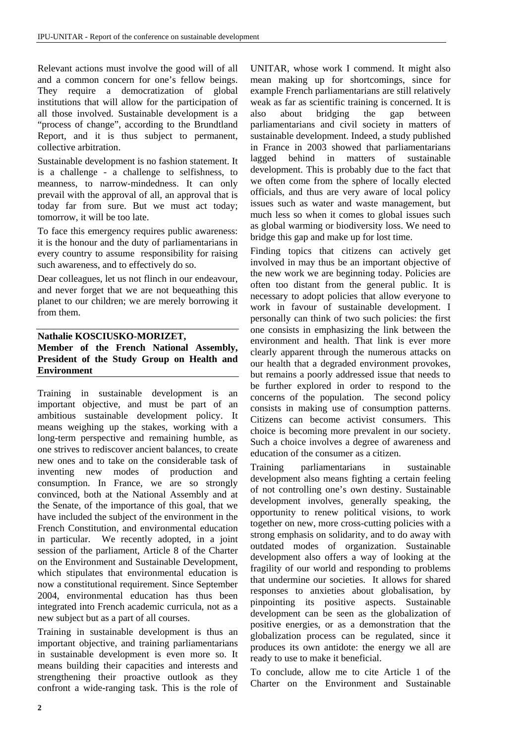Relevant actions must involve the good will of all and a common concern for one's fellow beings. They require a democratization of global institutions that will allow for the participation of all those involved. Sustainable development is a "process of change", according to the Brundtland Report, and it is thus subject to permanent, collective arbitration.

Sustainable development is no fashion statement. It is a challenge - a challenge to selfishness, to meanness, to narrow-mindedness. It can only prevail with the approval of all, an approval that is today far from sure. But we must act today; tomorrow, it will be too late.

To face this emergency requires public awareness: it is the honour and the duty of parliamentarians in every country to assume responsibility for raising such awareness, and to effectively do so.

Dear colleagues, let us not flinch in our endeavour, and never forget that we are not bequeathing this planet to our children; we are merely borrowing it from them.

**Nathalie KOSCIUSKO-MORIZET,**
**Member of the French National Assembly, President of the Study Group on Health and Environment**

Training in sustainable development is an important objective, and must be part of an ambitious sustainable development policy. It means weighing up the stakes, working with a long-term perspective and remaining humble, as one strives to rediscover ancient balances, to create new ones and to take on the considerable task of inventing new modes of production and consumption. In France, we are so strongly convinced, both at the National Assembly and at the Senate, of the importance of this goal, that we have included the subject of the environment in the French Constitution, and environmental education in particular. We recently adopted, in a joint session of the parliament, Article 8 of the Charter on the Environment and Sustainable Development, which stipulates that environmental education is now a constitutional requirement. Since September 2004, environmental education has thus been integrated into French academic curricula, not as a new subject but as a part of all courses.

Training in sustainable development is thus an important objective, and training parliamentarians in sustainable development is even more so. It means building their capacities and interests and strengthening their proactive outlook as they confront a wide-ranging task. This is the role of UNITAR, whose work I commend. It might also mean making up for shortcomings, since for example French parliamentarians are still relatively weak as far as scientific training is concerned. It is also about bridging the gap between parliamentarians and civil society in matters of sustainable development. Indeed, a study published in France in 2003 showed that parliamentarians lagged behind in matters of sustainable development. This is probably due to the fact that we often come from the sphere of locally elected officials, and thus are very aware of local policy issues such as water and waste management, but much less so when it comes to global issues such as global warming or biodiversity loss. We need to bridge this gap and make up for lost time.

Finding topics that citizens can actively get involved in may thus be an important objective of the new work we are beginning today. Policies are often too distant from the general public. It is necessary to adopt policies that allow everyone to work in favour of sustainable development. I personally can think of two such policies: the first one consists in emphasizing the link between the environment and health. That link is ever more clearly apparent through the numerous attacks on our health that a degraded environment provokes, but remains a poorly addressed issue that needs to be further explored in order to respond to the concerns of the population. The second policy consists in making use of consumption patterns. Citizens can become activist consumers. This choice is becoming more prevalent in our society. Such a choice involves a degree of awareness and education of the consumer as a citizen.

Training parliamentarians in sustainable development also means fighting a certain feeling of not controlling one's own destiny. Sustainable development involves, generally speaking, the opportunity to renew political visions, to work together on new, more cross-cutting policies with a strong emphasis on solidarity, and to do away with outdated modes of organization. Sustainable development also offers a way of looking at the fragility of our world and responding to problems that undermine our societies. It allows for shared responses to anxieties about globalisation, by pinpointing its positive aspects. Sustainable development can be seen as the globalization of positive energies, or as a demonstration that the globalization process can be regulated, since it produces its own antidote: the energy we all are ready to use to make it beneficial.

To conclude, allow me to cite Article 1 of the Charter on the Environment and Sustainable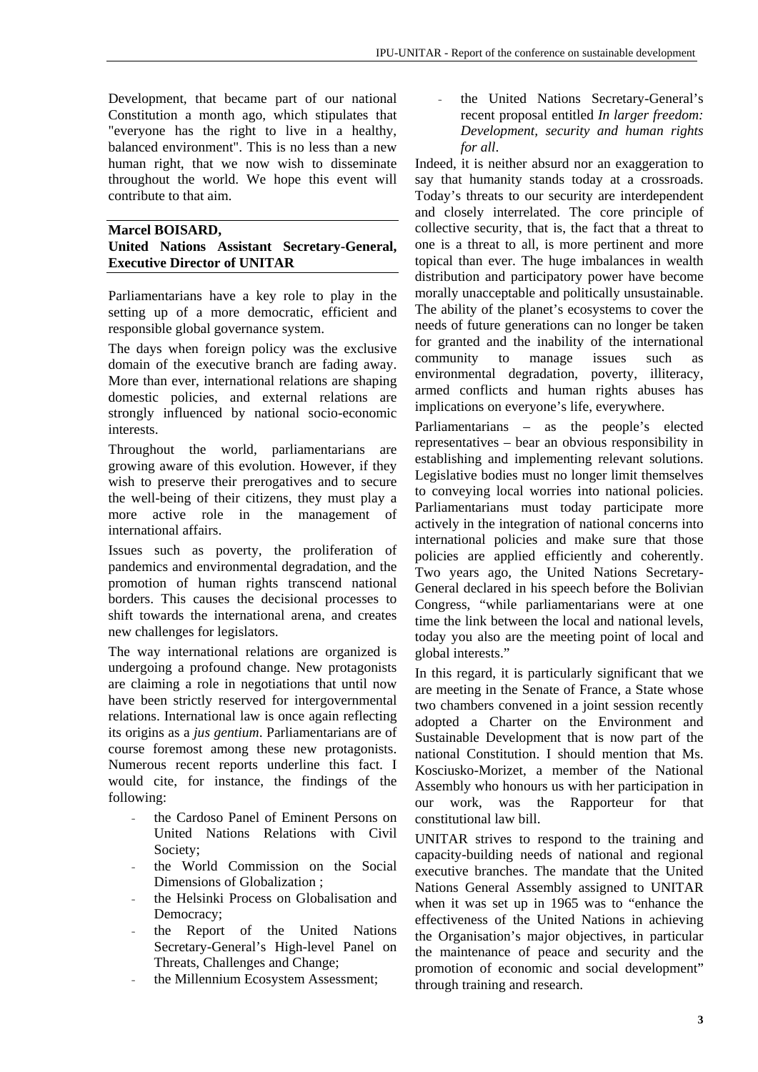Development, that became part of our national Constitution a month ago, which stipulates that "everyone has the right to live in a healthy, balanced environment". This is no less than a new human right, that we now wish to disseminate throughout the world. We hope this event will contribute to that aim.

**Marcel BOISARD,**
**United Nations Assistant Secretary-General, Executive Director of UNITAR**

Parliamentarians have a key role to play in the setting up of a more democratic, efficient and responsible global governance system.

The days when foreign policy was the exclusive domain of the executive branch are fading away. More than ever, international relations are shaping domestic policies, and external relations are strongly influenced by national socio-economic interests.

Throughout the world, parliamentarians are growing aware of this evolution. However, if they wish to preserve their prerogatives and to secure the well-being of their citizens, they must play a more active role in the management of international affairs.

Issues such as poverty, the proliferation of pandemics and environmental degradation, and the promotion of human rights transcend national borders. This causes the decisional processes to shift towards the international arena, and creates new challenges for legislators.

The way international relations are organized is undergoing a profound change. New protagonists are claiming a role in negotiations that until now have been strictly reserved for intergovernmental relations. International law is once again reflecting its origins as a *jus gentium*. Parliamentarians are of course foremost among these new protagonists. Numerous recent reports underline this fact. I would cite, for instance, the findings of the following:

- the Cardoso Panel of Eminent Persons on United Nations Relations with Civil Society;
- the World Commission on the Social Dimensions of Globalization ;
- the Helsinki Process on Globalisation and Democracy;
- the Report of the United Nations Secretary-General's High-level Panel on Threats, Challenges and Change;
- the Millennium Ecosystem Assessment;
- the United Nations Secretary-General's recent proposal entitled *In larger freedom: Development, security and human rights for all*.

Indeed, it is neither absurd nor an exaggeration to say that humanity stands today at a crossroads. Today's threats to our security are interdependent and closely interrelated. The core principle of collective security, that is, the fact that a threat to one is a threat to all, is more pertinent and more topical than ever. The huge imbalances in wealth distribution and participatory power have become morally unacceptable and politically unsustainable. The ability of the planet's ecosystems to cover the needs of future generations can no longer be taken for granted and the inability of the international community to manage issues such as environmental degradation, poverty, illiteracy, armed conflicts and human rights abuses has implications on everyone's life, everywhere.

Parliamentarians – as the people's elected representatives – bear an obvious responsibility in establishing and implementing relevant solutions. Legislative bodies must no longer limit themselves to conveying local worries into national policies. Parliamentarians must today participate more actively in the integration of national concerns into international policies and make sure that those policies are applied efficiently and coherently. Two years ago, the United Nations Secretary-General declared in his speech before the Bolivian Congress, "while parliamentarians were at one time the link between the local and national levels, today you also are the meeting point of local and global interests."

In this regard, it is particularly significant that we are meeting in the Senate of France, a State whose two chambers convened in a joint session recently adopted a Charter on the Environment and Sustainable Development that is now part of the national Constitution. I should mention that Ms. Kosciusko-Morizet, a member of the National Assembly who honours us with her participation in our work, was the Rapporteur for that constitutional law bill.

UNITAR strives to respond to the training and capacity-building needs of national and regional executive branches. The mandate that the United Nations General Assembly assigned to UNITAR when it was set up in 1965 was to "enhance the effectiveness of the United Nations in achieving the Organisation's major objectives, in particular the maintenance of peace and security and the promotion of economic and social development" through training and research.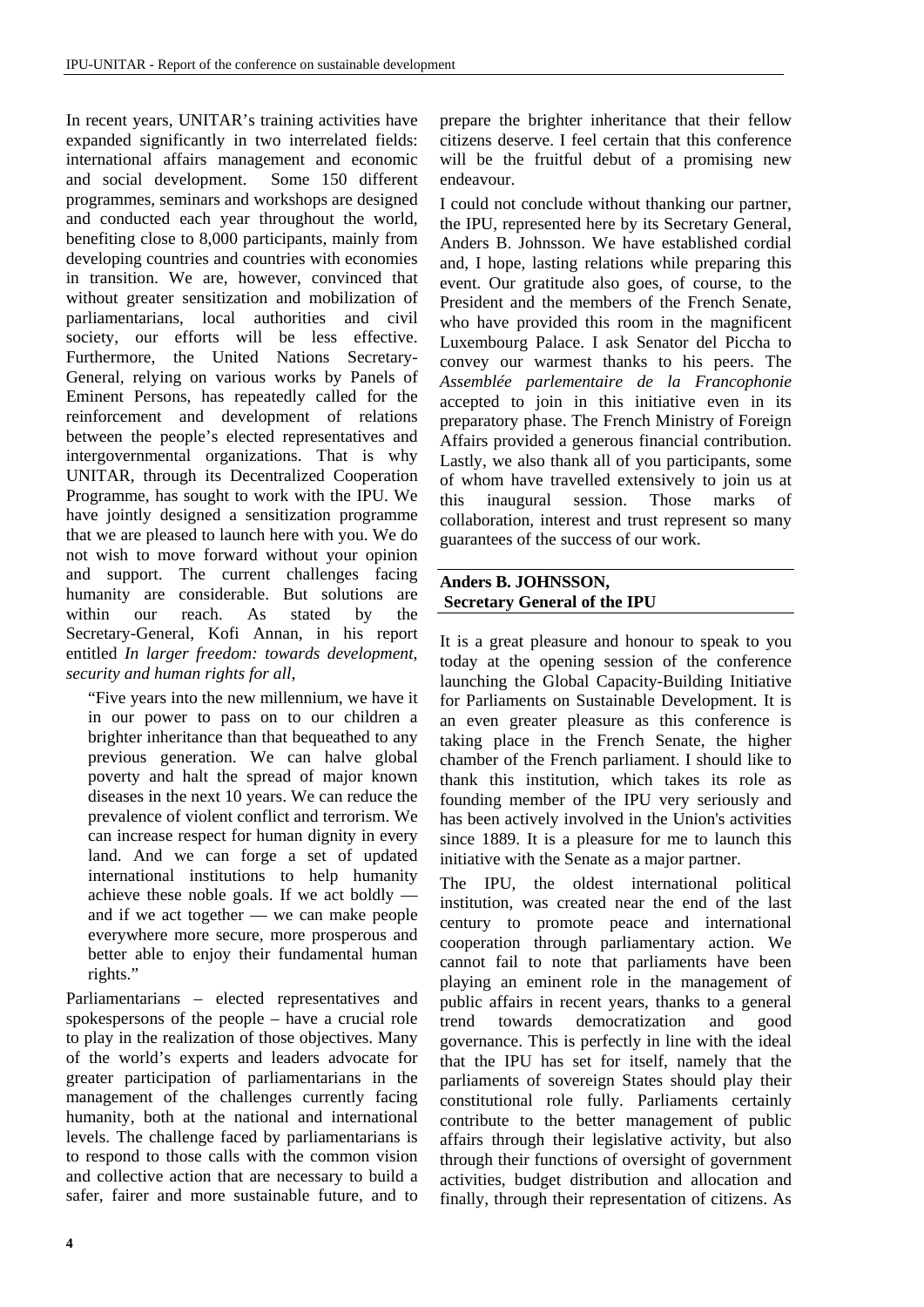In recent years, UNITAR's training activities have expanded significantly in two interrelated fields: international affairs management and economic and social development. Some 150 different programmes, seminars and workshops are designed and conducted each year throughout the world, benefiting close to 8,000 participants, mainly from developing countries and countries with economies in transition. We are, however, convinced that without greater sensitization and mobilization of parliamentarians, local authorities and civil society, our efforts will be less effective. Furthermore, the United Nations Secretary-General, relying on various works by Panels of Eminent Persons, has repeatedly called for the reinforcement and development of relations between the people's elected representatives and intergovernmental organizations. That is why UNITAR, through its Decentralized Cooperation Programme, has sought to work with the IPU. We have jointly designed a sensitization programme that we are pleased to launch here with you. We do not wish to move forward without your opinion and support. The current challenges facing humanity are considerable. But solutions are within our reach. As stated by the Secretary-General, Kofi Annan, in his report entitled *In larger freedom: towards development, security and human rights for all*,

> "Five years into the new millennium, we have it in our power to pass on to our children a brighter inheritance than that bequeathed to any previous generation. We can halve global poverty and halt the spread of major known diseases in the next 10 years. We can reduce the prevalence of violent conflict and terrorism. We can increase respect for human dignity in every land. And we can forge a set of updated international institutions to help humanity achieve these noble goals. If we act boldly — and if we act together — we can make people everywhere more secure, more prosperous and better able to enjoy their fundamental human rights."

Parliamentarians – elected representatives and spokespersons of the people – have a crucial role to play in the realization of those objectives. Many of the world's experts and leaders advocate for greater participation of parliamentarians in the management of the challenges currently facing humanity, both at the national and international levels. The challenge faced by parliamentarians is to respond to those calls with the common vision and collective action that are necessary to build a safer, fairer and more sustainable future, and to prepare the brighter inheritance that their fellow citizens deserve. I feel certain that this conference will be the fruitful debut of a promising new endeavour.

I could not conclude without thanking our partner, the IPU, represented here by its Secretary General, Anders B. Johnsson. We have established cordial and, I hope, lasting relations while preparing this event. Our gratitude also goes, of course, to the President and the members of the French Senate, who have provided this room in the magnificent Luxembourg Palace. I ask Senator del Piccha to convey our warmest thanks to his peers. The *Assemblée parlementaire de la Francophonie* accepted to join in this initiative even in its preparatory phase. The French Ministry of Foreign Affairs provided a generous financial contribution. Lastly, we also thank all of you participants, some of whom have travelled extensively to join us at this inaugural session. Those marks of collaboration, interest and trust represent so many guarantees of the success of our work.

## Anders B. JOHNSSON, Secretary General of the IPU

It is a great pleasure and honour to speak to you today at the opening session of the conference launching the Global Capacity-Building Initiative for Parliaments on Sustainable Development. It is an even greater pleasure as this conference is taking place in the French Senate, the higher chamber of the French parliament. I should like to thank this institution, which takes its role as founding member of the IPU very seriously and has been actively involved in the Union's activities since 1889. It is a pleasure for me to launch this initiative with the Senate as a major partner.

The IPU, the oldest international political institution, was created near the end of the last century to promote peace and international cooperation through parliamentary action. We cannot fail to note that parliaments have been playing an eminent role in the management of public affairs in recent years, thanks to a general trend towards democratization and good governance. This is perfectly in line with the ideal that the IPU has set for itself, namely that the parliaments of sovereign States should play their constitutional role fully. Parliaments certainly contribute to the better management of public affairs through their legislative activity, but also through their functions of oversight of government activities, budget distribution and allocation and finally, through their representation of citizens. As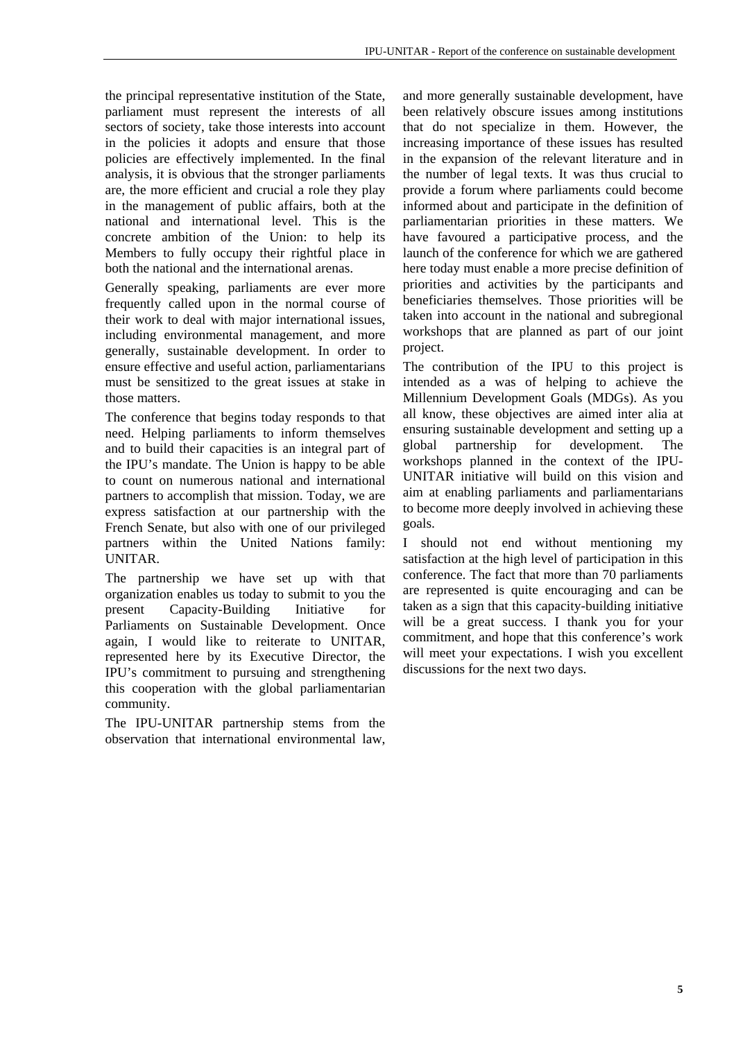the principal representative institution of the State, parliament must represent the interests of all sectors of society, take those interests into account in the policies it adopts and ensure that those policies are effectively implemented. In the final analysis, it is obvious that the stronger parliaments are, the more efficient and crucial a role they play in the management of public affairs, both at the national and international level. This is the concrete ambition of the Union: to help its Members to fully occupy their rightful place in both the national and the international arenas.

Generally speaking, parliaments are ever more frequently called upon in the normal course of their work to deal with major international issues, including environmental management, and more generally, sustainable development. In order to ensure effective and useful action, parliamentarians must be sensitized to the great issues at stake in those matters.

The conference that begins today responds to that need. Helping parliaments to inform themselves and to build their capacities is an integral part of the IPU's mandate. The Union is happy to be able to count on numerous national and international partners to accomplish that mission. Today, we are express satisfaction at our partnership with the French Senate, but also with one of our privileged partners within the United Nations family: UNITAR.

The partnership we have set up with that organization enables us today to submit to you the present Capacity-Building Initiative for Parliaments on Sustainable Development. Once again, I would like to reiterate to UNITAR, represented here by its Executive Director, the IPU's commitment to pursuing and strengthening this cooperation with the global parliamentarian community.

The IPU-UNITAR partnership stems from the observation that international environmental law, and more generally sustainable development, have been relatively obscure issues among institutions that do not specialize in them. However, the increasing importance of these issues has resulted in the expansion of the relevant literature and in the number of legal texts. It was thus crucial to provide a forum where parliaments could become informed about and participate in the definition of parliamentarian priorities in these matters. We have favoured a participative process, and the launch of the conference for which we are gathered here today must enable a more precise definition of priorities and activities by the participants and beneficiaries themselves. Those priorities will be taken into account in the national and subregional workshops that are planned as part of our joint project.

The contribution of the IPU to this project is intended as a was of helping to achieve the Millennium Development Goals (MDGs). As you all know, these objectives are aimed inter alia at ensuring sustainable development and setting up a global partnership for development. The workshops planned in the context of the IPU-UNITAR initiative will build on this vision and aim at enabling parliaments and parliamentarians to become more deeply involved in achieving these goals.

I should not end without mentioning my satisfaction at the high level of participation in this conference. The fact that more than 70 parliaments are represented is quite encouraging and can be taken as a sign that this capacity-building initiative will be a great success. I thank you for your commitment, and hope that this conference's work will meet your expectations. I wish you excellent discussions for the next two days.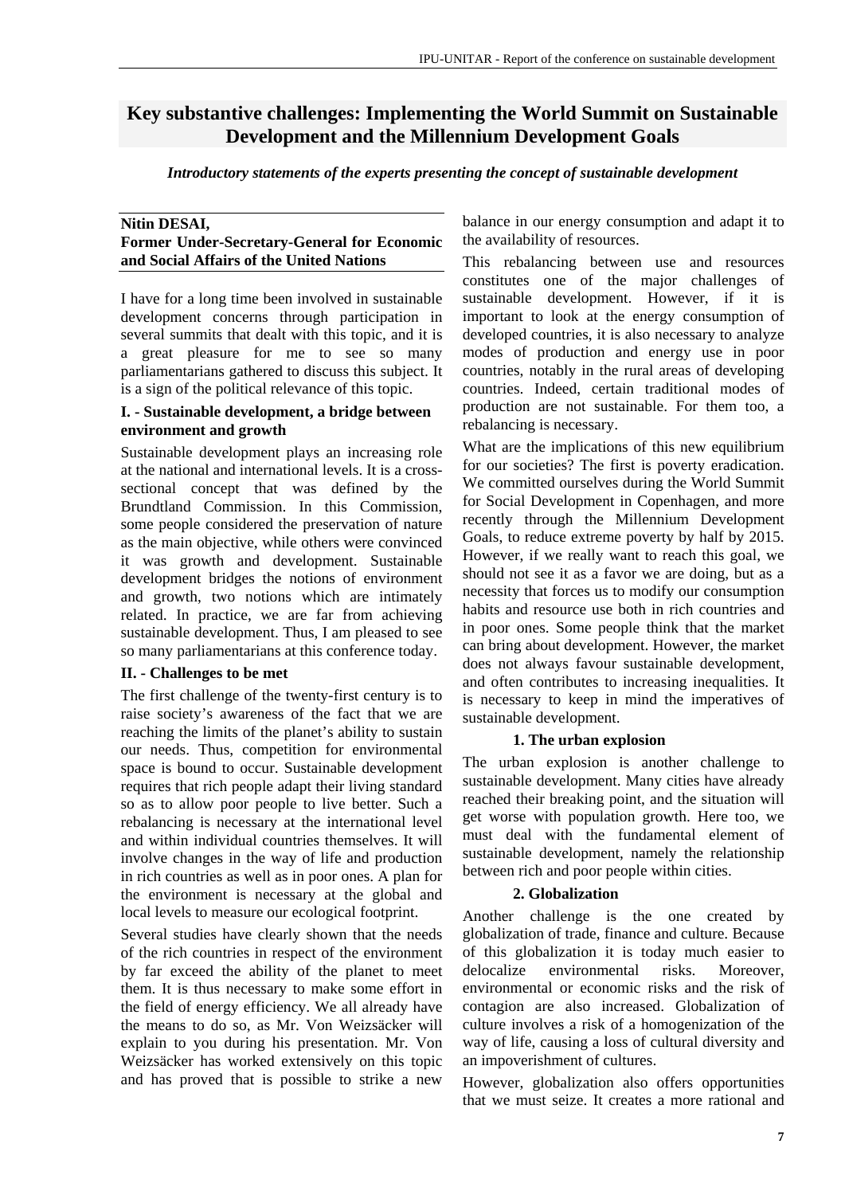# Key substantive challenges: Implementing the World Summit on Sustainable Development and the Millennium Development Goals

***Introductory statements of the experts presenting the concept of sustainable development***

**Nitin DESAI,**
**Former Under-Secretary-General for Economic and Social Affairs of the United Nations**

I have for a long time been involved in sustainable development concerns through participation in several summits that dealt with this topic, and it is a great pleasure for me to see so many parliamentarians gathered to discuss this subject. It is a sign of the political relevance of this topic.

### I. - Sustainable development, a bridge between environment and growth

Sustainable development plays an increasing role at the national and international levels. It is a cross-sectional concept that was defined by the Brundtland Commission. In this Commission, some people considered the preservation of nature as the main objective, while others were convinced it was growth and development. Sustainable development bridges the notions of environment and growth, two notions which are intimately related. In practice, we are far from achieving sustainable development. Thus, I am pleased to see so many parliamentarians at this conference today.

### II. - Challenges to be met

The first challenge of the twenty-first century is to raise society's awareness of the fact that we are reaching the limits of the planet's ability to sustain our needs. Thus, competition for environmental space is bound to occur. Sustainable development requires that rich people adapt their living standard so as to allow poor people to live better. Such a rebalancing is necessary at the international level and within individual countries themselves. It will involve changes in the way of life and production in rich countries as well as in poor ones. A plan for the environment is necessary at the global and local levels to measure our ecological footprint.

Several studies have clearly shown that the needs of the rich countries in respect of the environment by far exceed the ability of the planet to meet them. It is thus necessary to make some effort in the field of energy efficiency. We all already have the means to do so, as Mr. Von Weizsäcker will explain to you during his presentation. Mr. Von Weizsäcker has worked extensively on this topic and has proved that is possible to strike a new balance in our energy consumption and adapt it to the availability of resources.

This rebalancing between use and resources constitutes one of the major challenges of sustainable development. However, if it is important to look at the energy consumption of developed countries, it is also necessary to analyze modes of production and energy use in poor countries, notably in the rural areas of developing countries. Indeed, certain traditional modes of production are not sustainable. For them too, a rebalancing is necessary.

What are the implications of this new equilibrium for our societies? The first is poverty eradication. We committed ourselves during the World Summit for Social Development in Copenhagen, and more recently through the Millennium Development Goals, to reduce extreme poverty by half by 2015. However, if we really want to reach this goal, we should not see it as a favor we are doing, but as a necessity that forces us to modify our consumption habits and resource use both in rich countries and in poor ones. Some people think that the market can bring about development. However, the market does not always favour sustainable development, and often contributes to increasing inequalities. It is necessary to keep in mind the imperatives of sustainable development.

#### 1. The urban explosion

The urban explosion is another challenge to sustainable development. Many cities have already reached their breaking point, and the situation will get worse with population growth. Here too, we must deal with the fundamental element of sustainable development, namely the relationship between rich and poor people within cities.

#### 2. Globalization

Another challenge is the one created by globalization of trade, finance and culture. Because of this globalization it is today much easier to delocalize environmental risks. Moreover, environmental or economic risks and the risk of contagion are also increased. Globalization of culture involves a risk of a homogenization of the way of life, causing a loss of cultural diversity and an impoverishment of cultures.

However, globalization also offers opportunities that we must seize. It creates a more rational and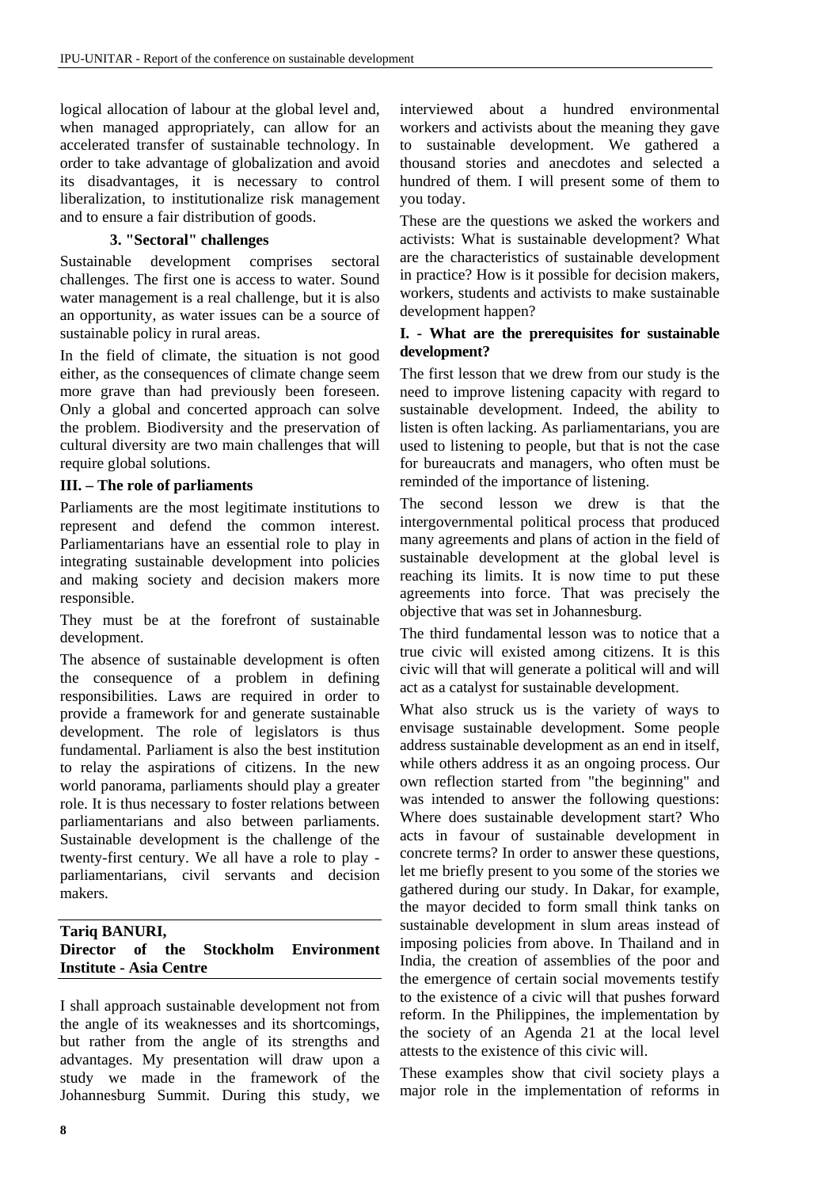logical allocation of labour at the global level and, when managed appropriately, can allow for an accelerated transfer of sustainable technology. In order to take advantage of globalization and avoid its disadvantages, it is necessary to control liberalization, to institutionalize risk management and to ensure a fair distribution of goods.

### 3. "Sectoral" challenges

Sustainable development comprises sectoral challenges. The first one is access to water. Sound water management is a real challenge, but it is also an opportunity, as water issues can be a source of sustainable policy in rural areas.

In the field of climate, the situation is not good either, as the consequences of climate change seem more grave than had previously been foreseen. Only a global and concerted approach can solve the problem. Biodiversity and the preservation of cultural diversity are two main challenges that will require global solutions.

## III. – The role of parliaments

Parliaments are the most legitimate institutions to represent and defend the common interest. Parliamentarians have an essential role to play in integrating sustainable development into policies and making society and decision makers more responsible.

They must be at the forefront of sustainable development.

The absence of sustainable development is often the consequence of a problem in defining responsibilities. Laws are required in order to provide a framework for and generate sustainable development. The role of legislators is thus fundamental. Parliament is also the best institution to relay the aspirations of citizens. In the new world panorama, parliaments should play a greater role. It is thus necessary to foster relations between parliamentarians and also between parliaments. Sustainable development is the challenge of the twenty-first century. We all have a role to play - parliamentarians, civil servants and decision makers.

## Tariq BANURI, Director of the Stockholm Environment Institute - Asia Centre

I shall approach sustainable development not from the angle of its weaknesses and its shortcomings, but rather from the angle of its strengths and advantages. My presentation will draw upon a study we made in the framework of the Johannesburg Summit. During this study, we interviewed about a hundred environmental workers and activists about the meaning they gave to sustainable development. We gathered a thousand stories and anecdotes and selected a hundred of them. I will present some of them to you today.

These are the questions we asked the workers and activists: What is sustainable development? What are the characteristics of sustainable development in practice? How is it possible for decision makers, workers, students and activists to make sustainable development happen?

## I. - What are the prerequisites for sustainable development?

The first lesson that we drew from our study is the need to improve listening capacity with regard to sustainable development. Indeed, the ability to listen is often lacking. As parliamentarians, you are used to listening to people, but that is not the case for bureaucrats and managers, who often must be reminded of the importance of listening.

The second lesson we drew is that the intergovernmental political process that produced many agreements and plans of action in the field of sustainable development at the global level is reaching its limits. It is now time to put these agreements into force. That was precisely the objective that was set in Johannesburg.

The third fundamental lesson was to notice that a true civic will existed among citizens. It is this civic will that will generate a political will and will act as a catalyst for sustainable development.

What also struck us is the variety of ways to envisage sustainable development. Some people address sustainable development as an end in itself, while others address it as an ongoing process. Our own reflection started from "the beginning" and was intended to answer the following questions: Where does sustainable development start? Who acts in favour of sustainable development in concrete terms? In order to answer these questions, let me briefly present to you some of the stories we gathered during our study. In Dakar, for example, the mayor decided to form small think tanks on sustainable development in slum areas instead of imposing policies from above. In Thailand and in India, the creation of assemblies of the poor and the emergence of certain social movements testify to the existence of a civic will that pushes forward reform. In the Philippines, the implementation by the society of an Agenda 21 at the local level attests to the existence of this civic will.

These examples show that civil society plays a major role in the implementation of reforms in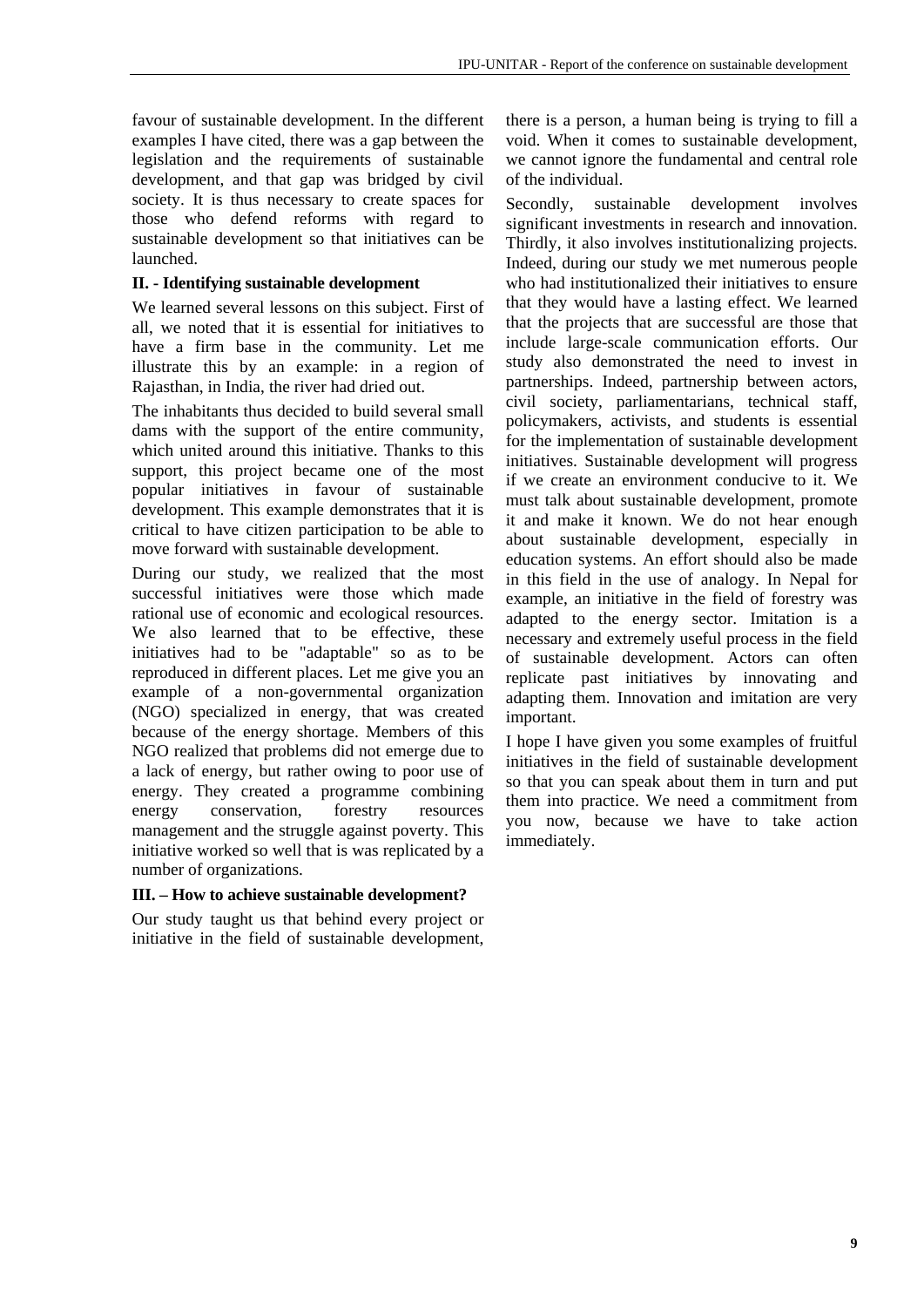favour of sustainable development. In the different examples I have cited, there was a gap between the legislation and the requirements of sustainable development, and that gap was bridged by civil society. It is thus necessary to create spaces for those who defend reforms with regard to sustainable development so that initiatives can be launched.

**II. - Identifying sustainable development**

We learned several lessons on this subject. First of all, we noted that it is essential for initiatives to have a firm base in the community. Let me illustrate this by an example: in a region of Rajasthan, in India, the river had dried out.

The inhabitants thus decided to build several small dams with the support of the entire community, which united around this initiative. Thanks to this support, this project became one of the most popular initiatives in favour of sustainable development. This example demonstrates that it is critical to have citizen participation to be able to move forward with sustainable development.

During our study, we realized that the most successful initiatives were those which made rational use of economic and ecological resources. We also learned that to be effective, these initiatives had to be "adaptable" so as to be reproduced in different places. Let me give you an example of a non-governmental organization (NGO) specialized in energy, that was created because of the energy shortage. Members of this NGO realized that problems did not emerge due to a lack of energy, but rather owing to poor use of energy. They created a programme combining energy conservation, forestry resources management and the struggle against poverty. This initiative worked so well that is was replicated by a number of organizations.

**III. – How to achieve sustainable development?**

Our study taught us that behind every project or initiative in the field of sustainable development, there is a person, a human being is trying to fill a void. When it comes to sustainable development, we cannot ignore the fundamental and central role of the individual.

Secondly, sustainable development involves significant investments in research and innovation. Thirdly, it also involves institutionalizing projects. Indeed, during our study we met numerous people who had institutionalized their initiatives to ensure that they would have a lasting effect. We learned that the projects that are successful are those that include large-scale communication efforts. Our study also demonstrated the need to invest in partnerships. Indeed, partnership between actors, civil society, parliamentarians, technical staff, policymakers, activists, and students is essential for the implementation of sustainable development initiatives. Sustainable development will progress if we create an environment conducive to it. We must talk about sustainable development, promote it and make it known. We do not hear enough about sustainable development, especially in education systems. An effort should also be made in this field in the use of analogy. In Nepal for example, an initiative in the field of forestry was adapted to the energy sector. Imitation is a necessary and extremely useful process in the field of sustainable development. Actors can often replicate past initiatives by innovating and adapting them. Innovation and imitation are very important.

I hope I have given you some examples of fruitful initiatives in the field of sustainable development so that you can speak about them in turn and put them into practice. We need a commitment from you now, because we have to take action immediately.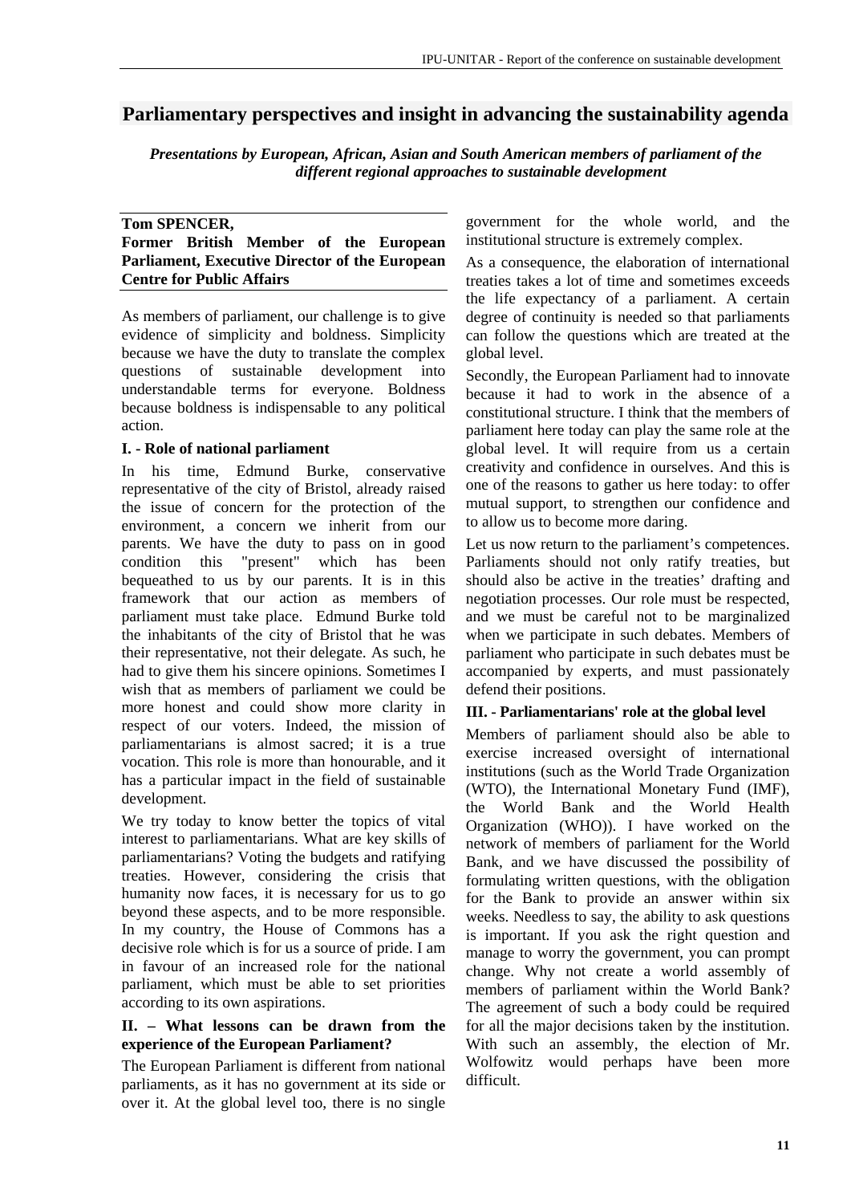## Parliamentary perspectives and insight in advancing the sustainability agenda

***Presentations by European, African, Asian and South American members of parliament of the different regional approaches to sustainable development***

**Tom SPENCER,**
**Former British Member of the European Parliament, Executive Director of the European Centre for Public Affairs**

As members of parliament, our challenge is to give evidence of simplicity and boldness. Simplicity because we have the duty to translate the complex questions of sustainable development into understandable terms for everyone. Boldness because boldness is indispensable to any political action.

### I. - Role of national parliament

In his time, Edmund Burke, conservative representative of the city of Bristol, already raised the issue of concern for the protection of the environment, a concern we inherit from our parents. We have the duty to pass on in good condition this "present" which has been bequeathed to us by our parents. It is in this framework that our action as members of parliament must take place. Edmund Burke told the inhabitants of the city of Bristol that he was their representative, not their delegate. As such, he had to give them his sincere opinions. Sometimes I wish that as members of parliament we could be more honest and could show more clarity in respect of our voters. Indeed, the mission of parliamentarians is almost sacred; it is a true vocation. This role is more than honourable, and it has a particular impact in the field of sustainable development.

We try today to know better the topics of vital interest to parliamentarians. What are key skills of parliamentarians? Voting the budgets and ratifying treaties. However, considering the crisis that humanity now faces, it is necessary for us to go beyond these aspects, and to be more responsible. In my country, the House of Commons has a decisive role which is for us a source of pride. I am in favour of an increased role for the national parliament, which must be able to set priorities according to its own aspirations.

### II. – What lessons can be drawn from the experience of the European Parliament?

The European Parliament is different from national parliaments, as it has no government at its side or over it. At the global level too, there is no single government for the whole world, and the institutional structure is extremely complex.

As a consequence, the elaboration of international treaties takes a lot of time and sometimes exceeds the life expectancy of a parliament. A certain degree of continuity is needed so that parliaments can follow the questions which are treated at the global level.

Secondly, the European Parliament had to innovate because it had to work in the absence of a constitutional structure. I think that the members of parliament here today can play the same role at the global level. It will require from us a certain creativity and confidence in ourselves. And this is one of the reasons to gather us here today: to offer mutual support, to strengthen our confidence and to allow us to become more daring.

Let us now return to the parliament's competences. Parliaments should not only ratify treaties, but should also be active in the treaties' drafting and negotiation processes. Our role must be respected, and we must be careful not to be marginalized when we participate in such debates. Members of parliament who participate in such debates must be accompanied by experts, and must passionately defend their positions.

### III. - Parliamentarians' role at the global level

Members of parliament should also be able to exercise increased oversight of international institutions (such as the World Trade Organization (WTO), the International Monetary Fund (IMF), the World Bank and the World Health Organization (WHO)). I have worked on the network of members of parliament for the World Bank, and we have discussed the possibility of formulating written questions, with the obligation for the Bank to provide an answer within six weeks. Needless to say, the ability to ask questions is important. If you ask the right question and manage to worry the government, you can prompt change. Why not create a world assembly of members of parliament within the World Bank? The agreement of such a body could be required for all the major decisions taken by the institution. With such an assembly, the election of Mr. Wolfowitz would perhaps have been more difficult.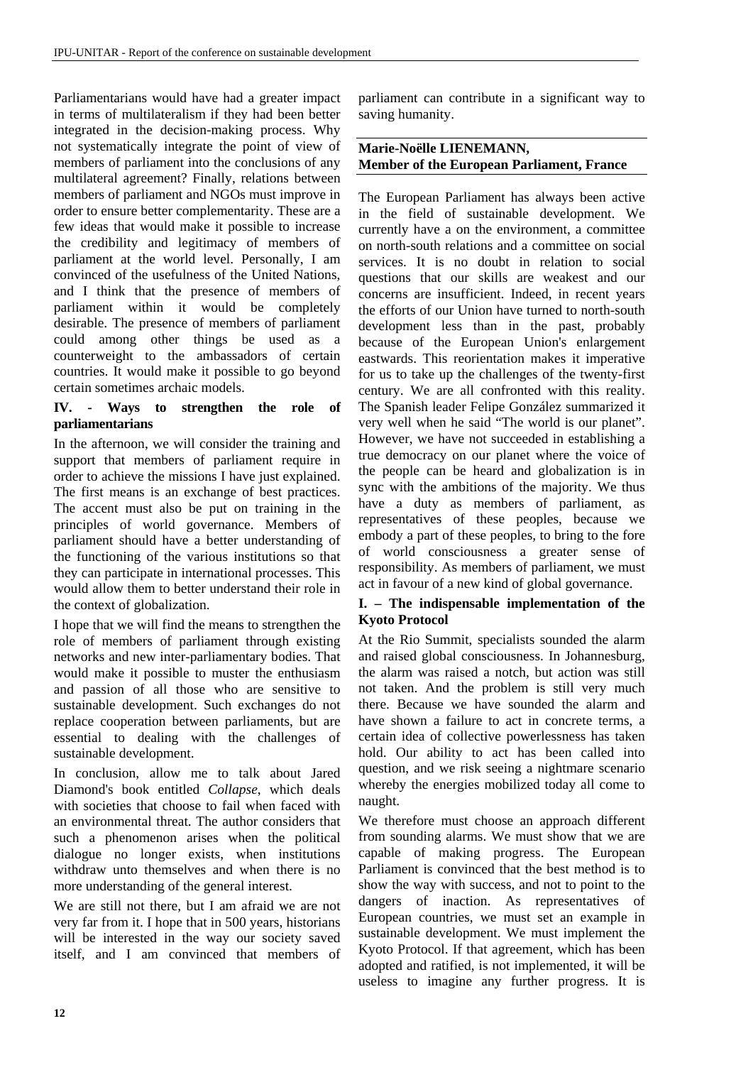Parliamentarians would have had a greater impact in terms of multilateralism if they had been better integrated in the decision-making process. Why not systematically integrate the point of view of members of parliament into the conclusions of any multilateral agreement? Finally, relations between members of parliament and NGOs must improve in order to ensure better complementarity. These are a few ideas that would make it possible to increase the credibility and legitimacy of members of parliament at the world level. Personally, I am convinced of the usefulness of the United Nations, and I think that the presence of members of parliament within it would be completely desirable. The presence of members of parliament could among other things be used as a counterweight to the ambassadors of certain countries. It would make it possible to go beyond certain sometimes archaic models.

**IV. - Ways to strengthen the role of parliamentarians**

In the afternoon, we will consider the training and support that members of parliament require in order to achieve the missions I have just explained. The first means is an exchange of best practices. The accent must also be put on training in the principles of world governance. Members of parliament should have a better understanding of the functioning of the various institutions so that they can participate in international processes. This would allow them to better understand their role in the context of globalization.

I hope that we will find the means to strengthen the role of members of parliament through existing networks and new inter-parliamentary bodies. That would make it possible to muster the enthusiasm and passion of all those who are sensitive to sustainable development. Such exchanges do not replace cooperation between parliaments, but are essential to dealing with the challenges of sustainable development.

In conclusion, allow me to talk about Jared Diamond's book entitled *Collapse*, which deals with societies that choose to fail when faced with an environmental threat. The author considers that such a phenomenon arises when the political dialogue no longer exists, when institutions withdraw unto themselves and when there is no more understanding of the general interest.

We are still not there, but I am afraid we are not very far from it. I hope that in 500 years, historians will be interested in the way our society saved itself, and I am convinced that members of parliament can contribute in a significant way to saving humanity.

**Marie-Noëlle LIENEMANN,**
**Member of the European Parliament, France**

The European Parliament has always been active in the field of sustainable development. We currently have a on the environment, a committee on north-south relations and a committee on social services. It is no doubt in relation to social questions that our skills are weakest and our concerns are insufficient. Indeed, in recent years the efforts of our Union have turned to north-south development less than in the past, probably because of the European Union's enlargement eastwards. This reorientation makes it imperative for us to take up the challenges of the twenty-first century. We are all confronted with this reality. The Spanish leader Felipe González summarized it very well when he said "The world is our planet". However, we have not succeeded in establishing a true democracy on our planet where the voice of the people can be heard and globalization is in sync with the ambitions of the majority. We thus have a duty as members of parliament, as representatives of these peoples, because we embody a part of these peoples, to bring to the fore of world consciousness a greater sense of responsibility. As members of parliament, we must act in favour of a new kind of global governance.

**I. – The indispensable implementation of the Kyoto Protocol**

At the Rio Summit, specialists sounded the alarm and raised global consciousness. In Johannesburg, the alarm was raised a notch, but action was still not taken. And the problem is still very much there. Because we have sounded the alarm and have shown a failure to act in concrete terms, a certain idea of collective powerlessness has taken hold. Our ability to act has been called into question, and we risk seeing a nightmare scenario whereby the energies mobilized today all come to naught.

We therefore must choose an approach different from sounding alarms. We must show that we are capable of making progress. The European Parliament is convinced that the best method is to show the way with success, and not to point to the dangers of inaction. As representatives of European countries, we must set an example in sustainable development. We must implement the Kyoto Protocol. If that agreement, which has been adopted and ratified, is not implemented, it will be useless to imagine any further progress. It is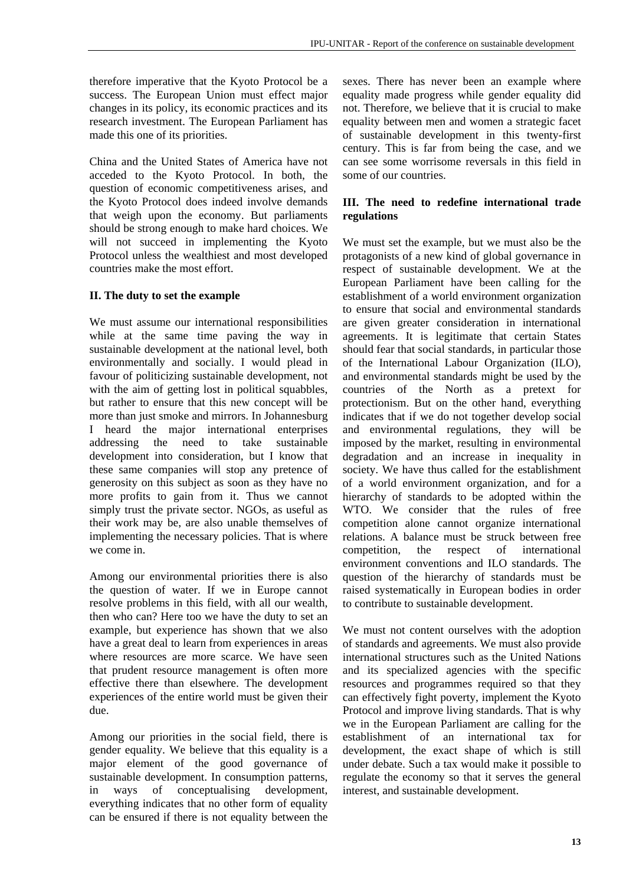therefore imperative that the Kyoto Protocol be a success. The European Union must effect major changes in its policy, its economic practices and its research investment. The European Parliament has made this one of its priorities.

China and the United States of America have not acceded to the Kyoto Protocol. In both, the question of economic competitiveness arises, and the Kyoto Protocol does indeed involve demands that weigh upon the economy. But parliaments should be strong enough to make hard choices. We will not succeed in implementing the Kyoto Protocol unless the wealthiest and most developed countries make the most effort.

**II. The duty to set the example**

We must assume our international responsibilities while at the same time paving the way in sustainable development at the national level, both environmentally and socially. I would plead in favour of politicizing sustainable development, not with the aim of getting lost in political squabbles, but rather to ensure that this new concept will be more than just smoke and mirrors. In Johannesburg I heard the major international enterprises addressing the need to take sustainable development into consideration, but I know that these same companies will stop any pretence of generosity on this subject as soon as they have no more profits to gain from it. Thus we cannot simply trust the private sector. NGOs, as useful as their work may be, are also unable themselves of implementing the necessary policies. That is where we come in.

Among our environmental priorities there is also the question of water. If we in Europe cannot resolve problems in this field, with all our wealth, then who can? Here too we have the duty to set an example, but experience has shown that we also have a great deal to learn from experiences in areas where resources are more scarce. We have seen that prudent resource management is often more effective there than elsewhere. The development experiences of the entire world must be given their due.

Among our priorities in the social field, there is gender equality. We believe that this equality is a major element of the good governance of sustainable development. In consumption patterns, in ways of conceptualising development, everything indicates that no other form of equality can be ensured if there is not equality between the sexes. There has never been an example where equality made progress while gender equality did not. Therefore, we believe that it is crucial to make equality between men and women a strategic facet of sustainable development in this twenty-first century. This is far from being the case, and we can see some worrisome reversals in this field in some of our countries.

**III. The need to redefine international trade regulations**

We must set the example, but we must also be the protagonists of a new kind of global governance in respect of sustainable development. We at the European Parliament have been calling for the establishment of a world environment organization to ensure that social and environmental standards are given greater consideration in international agreements. It is legitimate that certain States should fear that social standards, in particular those of the International Labour Organization (ILO), and environmental standards might be used by the countries of the North as a pretext for protectionism. But on the other hand, everything indicates that if we do not together develop social and environmental regulations, they will be imposed by the market, resulting in environmental degradation and an increase in inequality in society. We have thus called for the establishment of a world environment organization, and for a hierarchy of standards to be adopted within the WTO. We consider that the rules of free competition alone cannot organize international relations. A balance must be struck between free competition, the respect of international environment conventions and ILO standards. The question of the hierarchy of standards must be raised systematically in European bodies in order to contribute to sustainable development.

We must not content ourselves with the adoption of standards and agreements. We must also provide international structures such as the United Nations and its specialized agencies with the specific resources and programmes required so that they can effectively fight poverty, implement the Kyoto Protocol and improve living standards. That is why we in the European Parliament are calling for the establishment of an international tax for development, the exact shape of which is still under debate. Such a tax would make it possible to regulate the economy so that it serves the general interest, and sustainable development.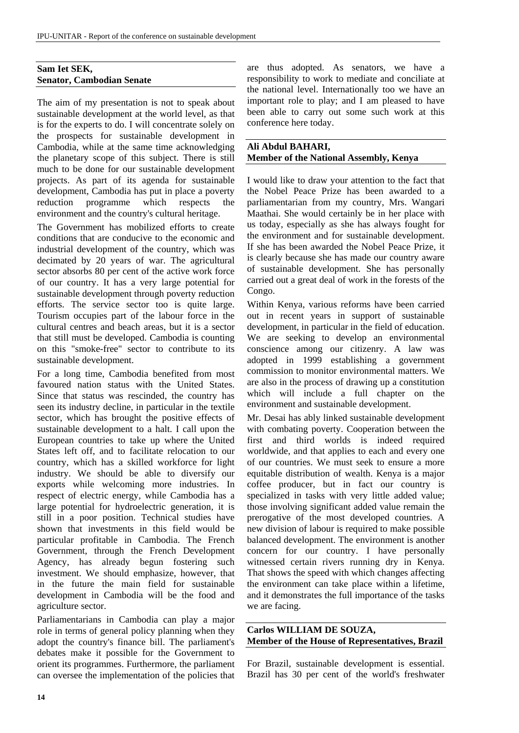**Sam Iet SEK,**
**Senator, Cambodian Senate**

The aim of my presentation is not to speak about sustainable development at the world level, as that is for the experts to do. I will concentrate solely on the prospects for sustainable development in Cambodia, while at the same time acknowledging the planetary scope of this subject. There is still much to be done for our sustainable development projects. As part of its agenda for sustainable development, Cambodia has put in place a poverty reduction programme which respects the environment and the country's cultural heritage.

The Government has mobilized efforts to create conditions that are conducive to the economic and industrial development of the country, which was decimated by 20 years of war. The agricultural sector absorbs 80 per cent of the active work force of our country. It has a very large potential for sustainable development through poverty reduction efforts. The service sector too is quite large. Tourism occupies part of the labour force in the cultural centres and beach areas, but it is a sector that still must be developed. Cambodia is counting on this "smoke-free" sector to contribute to its sustainable development.

For a long time, Cambodia benefited from most favoured nation status with the United States. Since that status was rescinded, the country has seen its industry decline, in particular in the textile sector, which has brought the positive effects of sustainable development to a halt. I call upon the European countries to take up where the United States left off, and to facilitate relocation to our country, which has a skilled workforce for light industry. We should be able to diversify our exports while welcoming more industries. In respect of electric energy, while Cambodia has a large potential for hydroelectric generation, it is still in a poor position. Technical studies have shown that investments in this field would be particular profitable in Cambodia. The French Government, through the French Development Agency, has already begun fostering such investment. We should emphasize, however, that in the future the main field for sustainable development in Cambodia will be the food and agriculture sector.

Parliamentarians in Cambodia can play a major role in terms of general policy planning when they adopt the country's finance bill. The parliament's debates make it possible for the Government to orient its programmes. Furthermore, the parliament can oversee the implementation of the policies that are thus adopted. As senators, we have a responsibility to work to mediate and conciliate at the national level. Internationally too we have an important role to play; and I am pleased to have been able to carry out some such work at this conference here today.

**Ali Abdul BAHARI,**
**Member of the National Assembly, Kenya**

I would like to draw your attention to the fact that the Nobel Peace Prize has been awarded to a parliamentarian from my country, Mrs. Wangari Maathai. She would certainly be in her place with us today, especially as she has always fought for the environment and for sustainable development. If she has been awarded the Nobel Peace Prize, it is clearly because she has made our country aware of sustainable development. She has personally carried out a great deal of work in the forests of the Congo.

Within Kenya, various reforms have been carried out in recent years in support of sustainable development, in particular in the field of education. We are seeking to develop an environmental conscience among our citizenry. A law was adopted in 1999 establishing a government commission to monitor environmental matters. We are also in the process of drawing up a constitution which will include a full chapter on the environment and sustainable development.

Mr. Desai has ably linked sustainable development with combating poverty. Cooperation between the first and third worlds is indeed required worldwide, and that applies to each and every one of our countries. We must seek to ensure a more equitable distribution of wealth. Kenya is a major coffee producer, but in fact our country is specialized in tasks with very little added value; those involving significant added value remain the prerogative of the most developed countries. A new division of labour is required to make possible balanced development. The environment is another concern for our country. I have personally witnessed certain rivers running dry in Kenya. That shows the speed with which changes affecting the environment can take place within a lifetime, and it demonstrates the full importance of the tasks we are facing.

**Carlos WILLIAM DE SOUZA,**
**Member of the House of Representatives, Brazil**

For Brazil, sustainable development is essential. Brazil has 30 per cent of the world's freshwater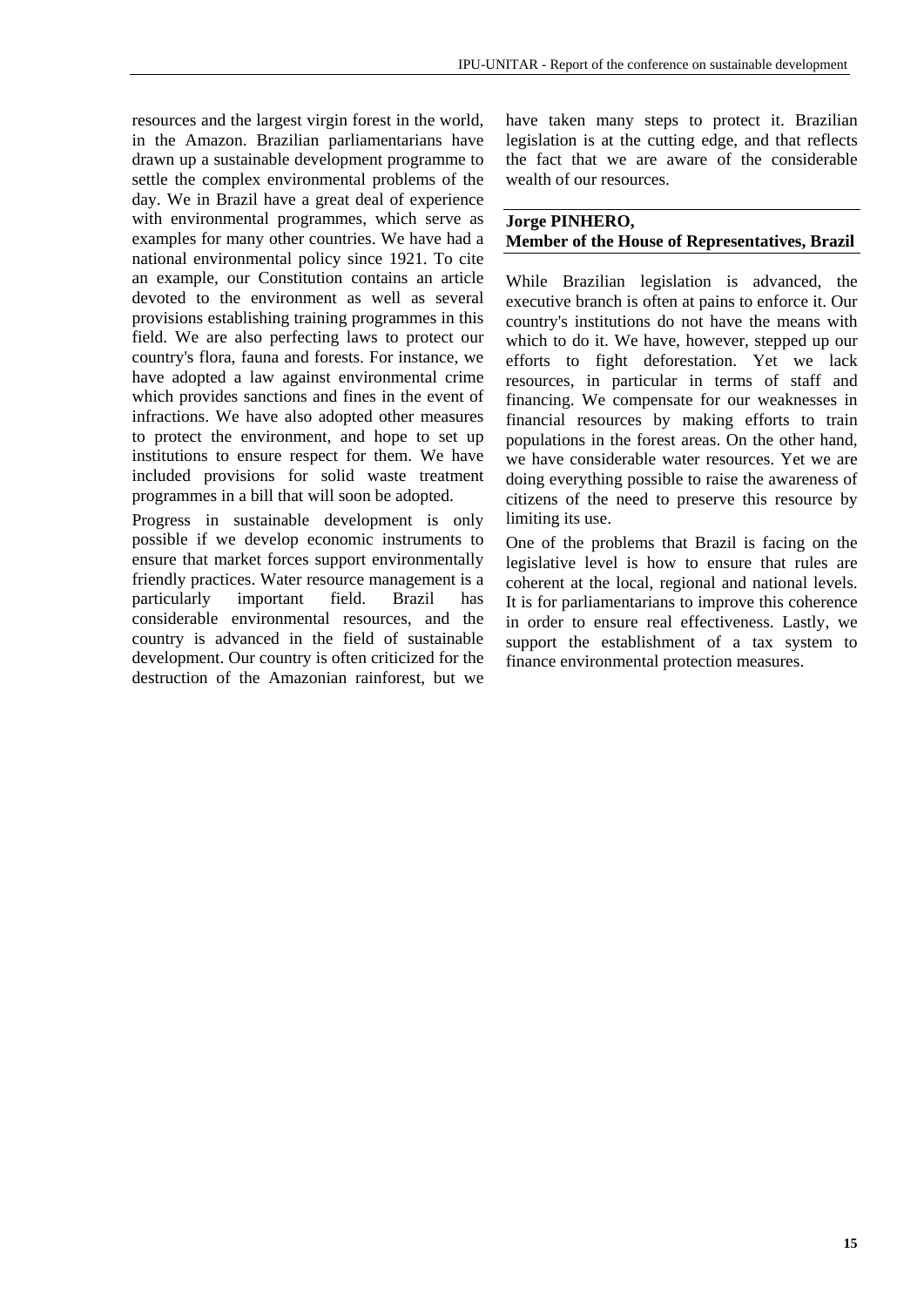resources and the largest virgin forest in the world, in the Amazon. Brazilian parliamentarians have drawn up a sustainable development programme to settle the complex environmental problems of the day. We in Brazil have a great deal of experience with environmental programmes, which serve as examples for many other countries. We have had a national environmental policy since 1921. To cite an example, our Constitution contains an article devoted to the environment as well as several provisions establishing training programmes in this field. We are also perfecting laws to protect our country's flora, fauna and forests. For instance, we have adopted a law against environmental crime which provides sanctions and fines in the event of infractions. We have also adopted other measures to protect the environment, and hope to set up institutions to ensure respect for them. We have included provisions for solid waste treatment programmes in a bill that will soon be adopted.

Progress in sustainable development is only possible if we develop economic instruments to ensure that market forces support environmentally friendly practices. Water resource management is a particularly important field. Brazil has considerable environmental resources, and the country is advanced in the field of sustainable development. Our country is often criticized for the destruction of the Amazonian rainforest, but we have taken many steps to protect it. Brazilian legislation is at the cutting edge, and that reflects the fact that we are aware of the considerable wealth of our resources.

**Jorge PINHERO,**
**Member of the House of Representatives, Brazil**

While Brazilian legislation is advanced, the executive branch is often at pains to enforce it. Our country's institutions do not have the means with which to do it. We have, however, stepped up our efforts to fight deforestation. Yet we lack resources, in particular in terms of staff and financing. We compensate for our weaknesses in financial resources by making efforts to train populations in the forest areas. On the other hand, we have considerable water resources. Yet we are doing everything possible to raise the awareness of citizens of the need to preserve this resource by limiting its use.

One of the problems that Brazil is facing on the legislative level is how to ensure that rules are coherent at the local, regional and national levels. It is for parliamentarians to improve this coherence in order to ensure real effectiveness. Lastly, we support the establishment of a tax system to finance environmental protection measures.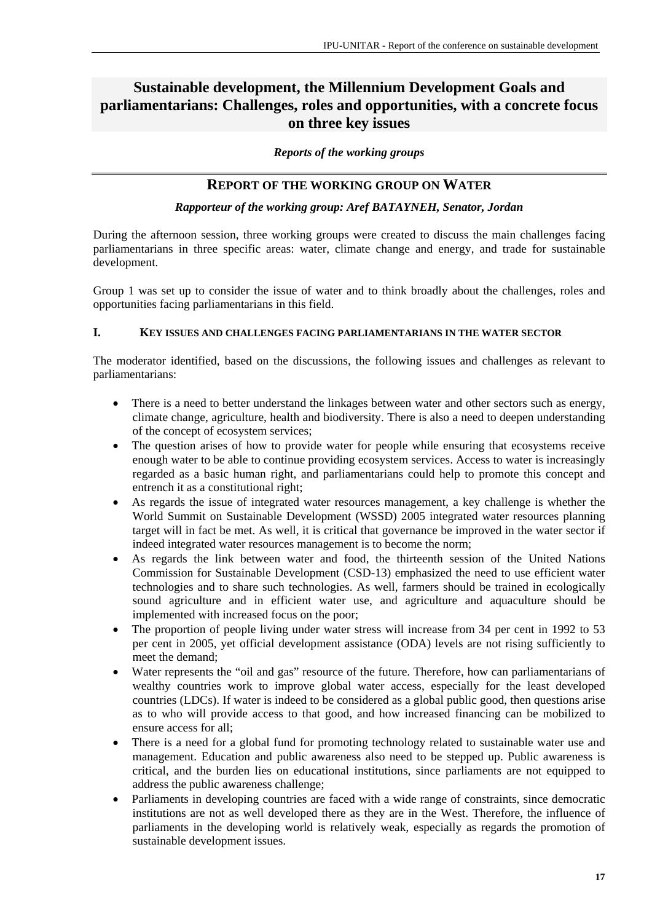# Sustainable development, the Millennium Development Goals and parliamentarians: Challenges, roles and opportunities, with a concrete focus on three key issues

***Reports of the working groups***

## REPORT OF THE WORKING GROUP ON WATER

***Rapporteur of the working group: Aref BATAYNEH, Senator, Jordan***

During the afternoon session, three working groups were created to discuss the main challenges facing parliamentarians in three specific areas: water, climate change and energy, and trade for sustainable development.

Group 1 was set up to consider the issue of water and to think broadly about the challenges, roles and opportunities facing parliamentarians in this field.

### I. KEY ISSUES AND CHALLENGES FACING PARLIAMENTARIANS IN THE WATER SECTOR

The moderator identified, based on the discussions, the following issues and challenges as relevant to parliamentarians:

- There is a need to better understand the linkages between water and other sectors such as energy, climate change, agriculture, health and biodiversity. There is also a need to deepen understanding of the concept of ecosystem services;
- The question arises of how to provide water for people while ensuring that ecosystems receive enough water to be able to continue providing ecosystem services. Access to water is increasingly regarded as a basic human right, and parliamentarians could help to promote this concept and entrench it as a constitutional right;
- As regards the issue of integrated water resources management, a key challenge is whether the World Summit on Sustainable Development (WSSD) 2005 integrated water resources planning target will in fact be met. As well, it is critical that governance be improved in the water sector if indeed integrated water resources management is to become the norm;
- As regards the link between water and food, the thirteenth session of the United Nations Commission for Sustainable Development (CSD-13) emphasized the need to use efficient water technologies and to share such technologies. As well, farmers should be trained in ecologically sound agriculture and in efficient water use, and agriculture and aquaculture should be implemented with increased focus on the poor;
- The proportion of people living under water stress will increase from 34 per cent in 1992 to 53 per cent in 2005, yet official development assistance (ODA) levels are not rising sufficiently to meet the demand;
- Water represents the "oil and gas" resource of the future. Therefore, how can parliamentarians of wealthy countries work to improve global water access, especially for the least developed countries (LDCs). If water is indeed to be considered as a global public good, then questions arise as to who will provide access to that good, and how increased financing can be mobilized to ensure access for all;
- There is a need for a global fund for promoting technology related to sustainable water use and management. Education and public awareness also need to be stepped up. Public awareness is critical, and the burden lies on educational institutions, since parliaments are not equipped to address the public awareness challenge;
- Parliaments in developing countries are faced with a wide range of constraints, since democratic institutions are not as well developed there as they are in the West. Therefore, the influence of parliaments in the developing world is relatively weak, especially as regards the promotion of sustainable development issues.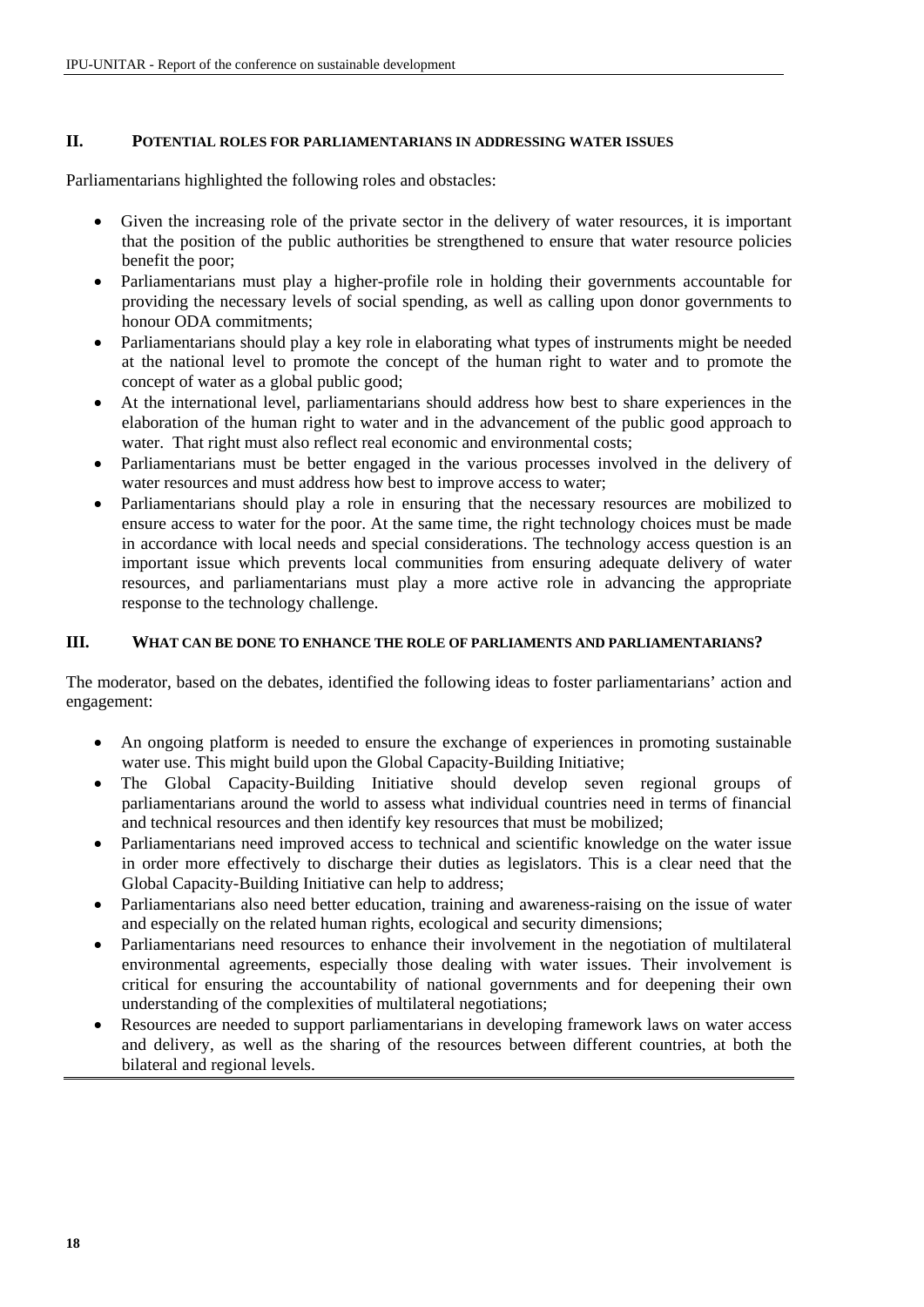## II. POTENTIAL ROLES FOR PARLIAMENTARIANS IN ADDRESSING WATER ISSUES

Parliamentarians highlighted the following roles and obstacles:

- Given the increasing role of the private sector in the delivery of water resources, it is important that the position of the public authorities be strengthened to ensure that water resource policies benefit the poor;
- Parliamentarians must play a higher-profile role in holding their governments accountable for providing the necessary levels of social spending, as well as calling upon donor governments to honour ODA commitments;
- Parliamentarians should play a key role in elaborating what types of instruments might be needed at the national level to promote the concept of the human right to water and to promote the concept of water as a global public good;
- At the international level, parliamentarians should address how best to share experiences in the elaboration of the human right to water and in the advancement of the public good approach to water. That right must also reflect real economic and environmental costs;
- Parliamentarians must be better engaged in the various processes involved in the delivery of water resources and must address how best to improve access to water;
- Parliamentarians should play a role in ensuring that the necessary resources are mobilized to ensure access to water for the poor. At the same time, the right technology choices must be made in accordance with local needs and special considerations. The technology access question is an important issue which prevents local communities from ensuring adequate delivery of water resources, and parliamentarians must play a more active role in advancing the appropriate response to the technology challenge.

## III. WHAT CAN BE DONE TO ENHANCE THE ROLE OF PARLIAMENTS AND PARLIAMENTARIANS?

The moderator, based on the debates, identified the following ideas to foster parliamentarians' action and engagement:

- An ongoing platform is needed to ensure the exchange of experiences in promoting sustainable water use. This might build upon the Global Capacity-Building Initiative;
- The Global Capacity-Building Initiative should develop seven regional groups of parliamentarians around the world to assess what individual countries need in terms of financial and technical resources and then identify key resources that must be mobilized;
- Parliamentarians need improved access to technical and scientific knowledge on the water issue in order more effectively to discharge their duties as legislators. This is a clear need that the Global Capacity-Building Initiative can help to address;
- Parliamentarians also need better education, training and awareness-raising on the issue of water and especially on the related human rights, ecological and security dimensions;
- Parliamentarians need resources to enhance their involvement in the negotiation of multilateral environmental agreements, especially those dealing with water issues. Their involvement is critical for ensuring the accountability of national governments and for deepening their own understanding of the complexities of multilateral negotiations;
- Resources are needed to support parliamentarians in developing framework laws on water access and delivery, as well as the sharing of the resources between different countries, at both the bilateral and regional levels.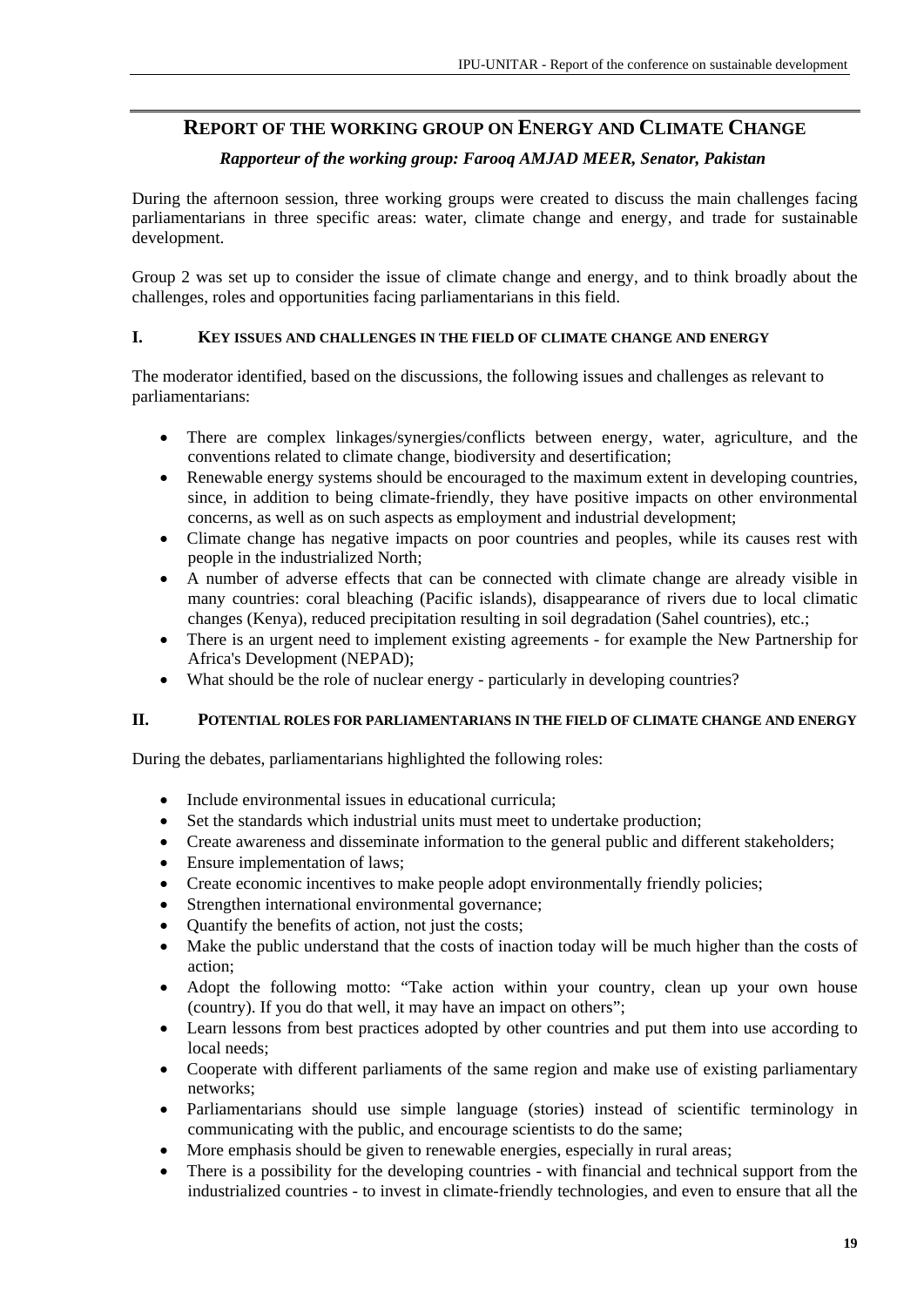## REPORT OF THE WORKING GROUP ON ENERGY AND CLIMATE CHANGE

***Rapporteur of the working group: Farooq AMJAD MEER, Senator, Pakistan***

During the afternoon session, three working groups were created to discuss the main challenges facing parliamentarians in three specific areas: water, climate change and energy, and trade for sustainable development.

Group 2 was set up to consider the issue of climate change and energy, and to think broadly about the challenges, roles and opportunities facing parliamentarians in this field.

### I. KEY ISSUES AND CHALLENGES IN THE FIELD OF CLIMATE CHANGE AND ENERGY

The moderator identified, based on the discussions, the following issues and challenges as relevant to parliamentarians:

- There are complex linkages/synergies/conflicts between energy, water, agriculture, and the conventions related to climate change, biodiversity and desertification;
- Renewable energy systems should be encouraged to the maximum extent in developing countries, since, in addition to being climate-friendly, they have positive impacts on other environmental concerns, as well as on such aspects as employment and industrial development;
- Climate change has negative impacts on poor countries and peoples, while its causes rest with people in the industrialized North;
- A number of adverse effects that can be connected with climate change are already visible in many countries: coral bleaching (Pacific islands), disappearance of rivers due to local climatic changes (Kenya), reduced precipitation resulting in soil degradation (Sahel countries), etc.;
- There is an urgent need to implement existing agreements - for example the New Partnership for Africa's Development (NEPAD);
- What should be the role of nuclear energy - particularly in developing countries?

### II. POTENTIAL ROLES FOR PARLIAMENTARIANS IN THE FIELD OF CLIMATE CHANGE AND ENERGY

During the debates, parliamentarians highlighted the following roles:

- Include environmental issues in educational curricula;
- Set the standards which industrial units must meet to undertake production;
- Create awareness and disseminate information to the general public and different stakeholders;
- Ensure implementation of laws;
- Create economic incentives to make people adopt environmentally friendly policies;
- Strengthen international environmental governance;
- Quantify the benefits of action, not just the costs;
- Make the public understand that the costs of inaction today will be much higher than the costs of action;
- Adopt the following motto: "Take action within your country, clean up your own house (country). If you do that well, it may have an impact on others";
- Learn lessons from best practices adopted by other countries and put them into use according to local needs;
- Cooperate with different parliaments of the same region and make use of existing parliamentary networks;
- Parliamentarians should use simple language (stories) instead of scientific terminology in communicating with the public, and encourage scientists to do the same;
- More emphasis should be given to renewable energies, especially in rural areas;
- There is a possibility for the developing countries - with financial and technical support from the industrialized countries - to invest in climate-friendly technologies, and even to ensure that all the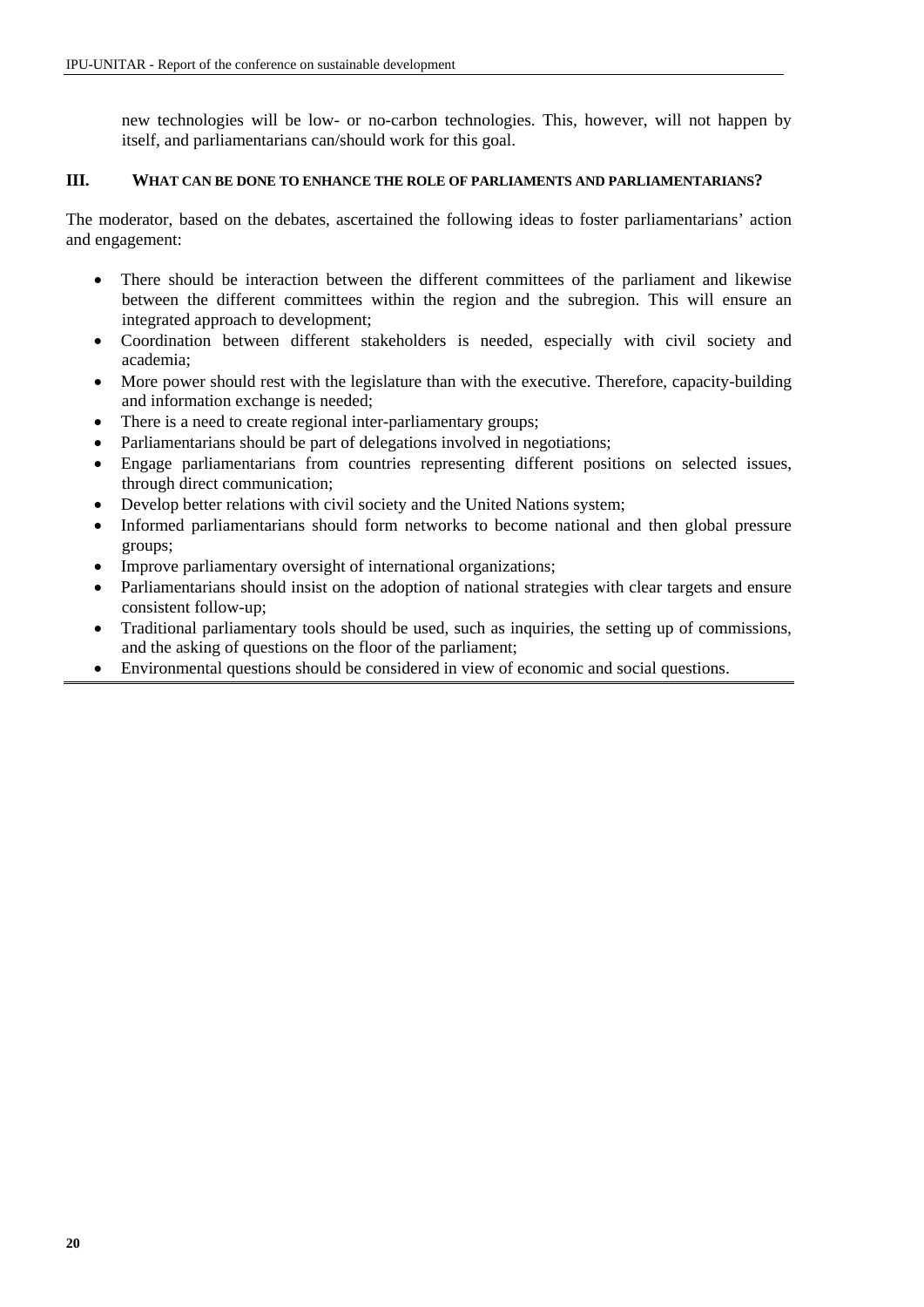new technologies will be low- or no-carbon technologies. This, however, will not happen by itself, and parliamentarians can/should work for this goal.

## III. WHAT CAN BE DONE TO ENHANCE THE ROLE OF PARLIAMENTS AND PARLIAMENTARIANS?

The moderator, based on the debates, ascertained the following ideas to foster parliamentarians' action and engagement:

- There should be interaction between the different committees of the parliament and likewise between the different committees within the region and the subregion. This will ensure an integrated approach to development;
- Coordination between different stakeholders is needed, especially with civil society and academia;
- More power should rest with the legislature than with the executive. Therefore, capacity-building and information exchange is needed;
- There is a need to create regional inter-parliamentary groups;
- Parliamentarians should be part of delegations involved in negotiations;
- Engage parliamentarians from countries representing different positions on selected issues, through direct communication;
- Develop better relations with civil society and the United Nations system;
- Informed parliamentarians should form networks to become national and then global pressure groups;
- Improve parliamentary oversight of international organizations;
- Parliamentarians should insist on the adoption of national strategies with clear targets and ensure consistent follow-up;
- Traditional parliamentary tools should be used, such as inquiries, the setting up of commissions, and the asking of questions on the floor of the parliament;
- Environmental questions should be considered in view of economic and social questions.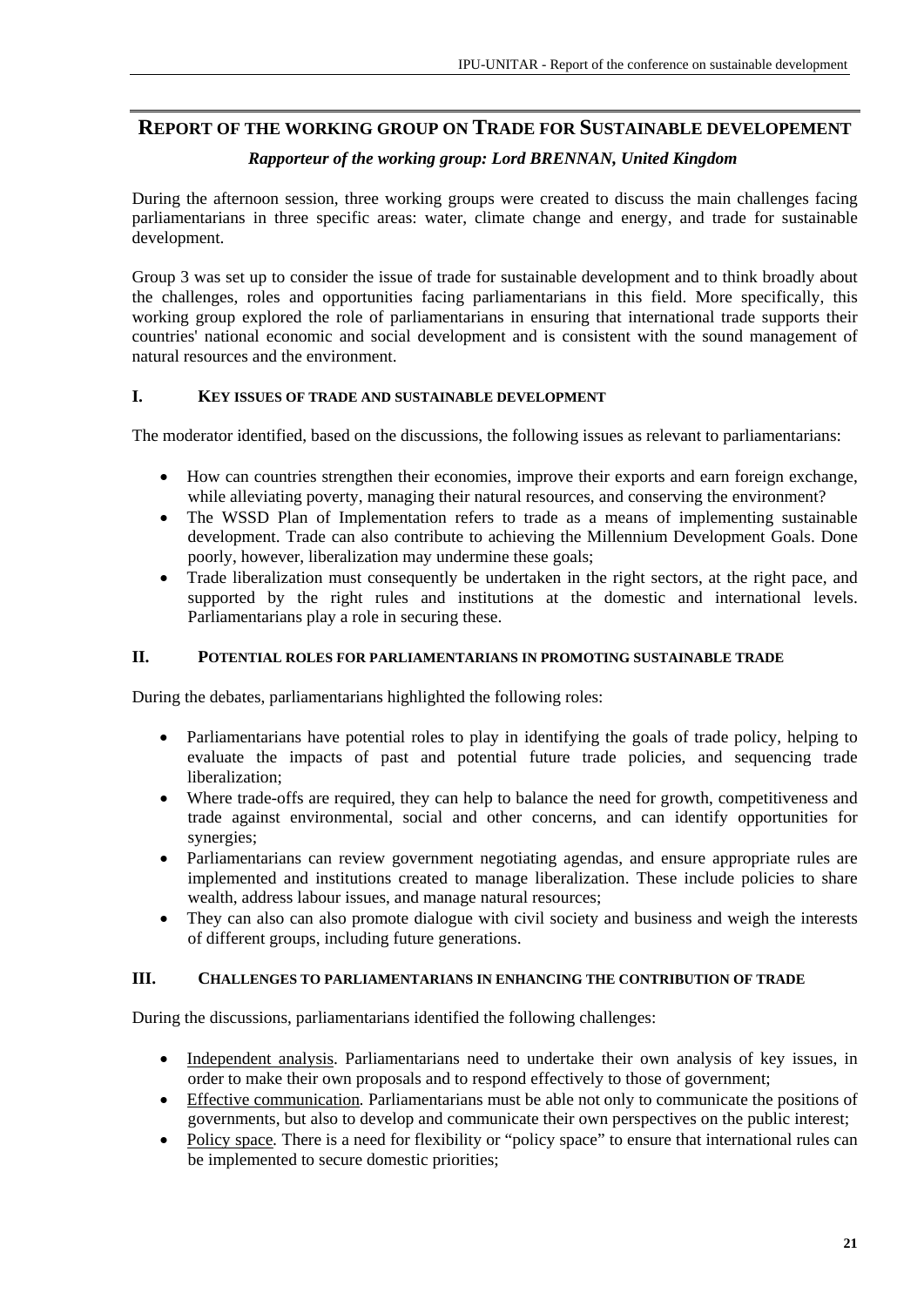## REPORT OF THE WORKING GROUP ON TRADE FOR SUSTAINABLE DEVELEPEMENT

***Rapporteur of the working group: Lord BRENNAN, United Kingdom***

During the afternoon session, three working groups were created to discuss the main challenges facing parliamentarians in three specific areas: water, climate change and energy, and trade for sustainable development.

Group 3 was set up to consider the issue of trade for sustainable development and to think broadly about the challenges, roles and opportunities facing parliamentarians in this field. More specifically, this working group explored the role of parliamentarians in ensuring that international trade supports their countries' national economic and social development and is consistent with the sound management of natural resources and the environment.

### I. KEY ISSUES OF TRADE AND SUSTAINABLE DEVELOPMENT

The moderator identified, based on the discussions, the following issues as relevant to parliamentarians:

- How can countries strengthen their economies, improve their exports and earn foreign exchange, while alleviating poverty, managing their natural resources, and conserving the environment?
- The WSSD Plan of Implementation refers to trade as a means of implementing sustainable development. Trade can also contribute to achieving the Millennium Development Goals. Done poorly, however, liberalization may undermine these goals;
- Trade liberalization must consequently be undertaken in the right sectors, at the right pace, and supported by the right rules and institutions at the domestic and international levels. Parliamentarians play a role in securing these.

### II. POTENTIAL ROLES FOR PARLIAMENTARIANS IN PROMOTING SUSTAINABLE TRADE

During the debates, parliamentarians highlighted the following roles:

- Parliamentarians have potential roles to play in identifying the goals of trade policy, helping to evaluate the impacts of past and potential future trade policies, and sequencing trade liberalization;
- Where trade-offs are required, they can help to balance the need for growth, competitiveness and trade against environmental, social and other concerns, and can identify opportunities for synergies;
- Parliamentarians can review government negotiating agendas, and ensure appropriate rules are implemented and institutions created to manage liberalization. These include policies to share wealth, address labour issues, and manage natural resources;
- They can also can also promote dialogue with civil society and business and weigh the interests of different groups, including future generations.

### III. CHALLENGES TO PARLIAMENTARIANS IN ENHANCING THE CONTRIBUTION OF TRADE

During the discussions, parliamentarians identified the following challenges:

- Independent analysis. Parliamentarians need to undertake their own analysis of key issues, in order to make their own proposals and to respond effectively to those of government;
- Effective communication. Parliamentarians must be able not only to communicate the positions of governments, but also to develop and communicate their own perspectives on the public interest;
- Policy space. There is a need for flexibility or "policy space" to ensure that international rules can be implemented to secure domestic priorities;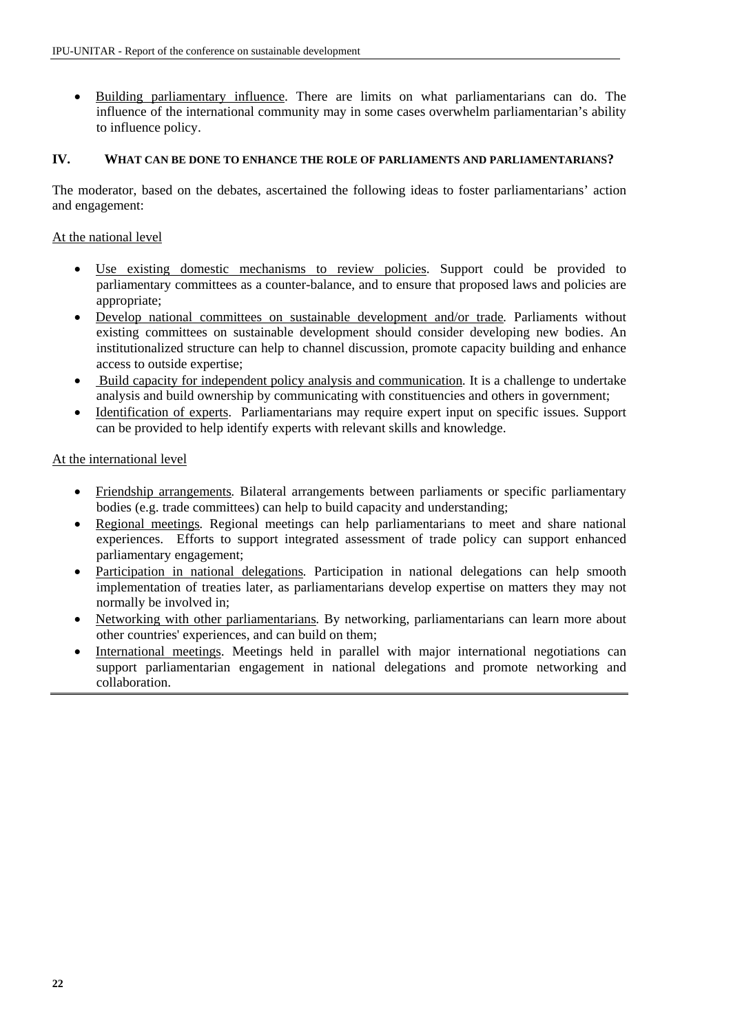- Building parliamentary influence. There are limits on what parliamentarians can do. The influence of the international community may in some cases overwhelm parliamentarian's ability to influence policy.

## IV. WHAT CAN BE DONE TO ENHANCE THE ROLE OF PARLIAMENTS AND PARLIAMENTARIANS?

The moderator, based on the debates, ascertained the following ideas to foster parliamentarians' action and engagement:

At the national level

- Use existing domestic mechanisms to review policies. Support could be provided to parliamentary committees as a counter-balance, and to ensure that proposed laws and policies are appropriate;
- Develop national committees on sustainable development and/or trade. Parliaments without existing committees on sustainable development should consider developing new bodies. An institutionalized structure can help to channel discussion, promote capacity building and enhance access to outside expertise;
- Build capacity for independent policy analysis and communication. It is a challenge to undertake analysis and build ownership by communicating with constituencies and others in government;
- Identification of experts. Parliamentarians may require expert input on specific issues. Support can be provided to help identify experts with relevant skills and knowledge.

At the international level

- Friendship arrangements. Bilateral arrangements between parliaments or specific parliamentary bodies (e.g. trade committees) can help to build capacity and understanding;
- Regional meetings. Regional meetings can help parliamentarians to meet and share national experiences. Efforts to support integrated assessment of trade policy can support enhanced parliamentary engagement;
- Participation in national delegations. Participation in national delegations can help smooth implementation of treaties later, as parliamentarians develop expertise on matters they may not normally be involved in;
- Networking with other parliamentarians. By networking, parliamentarians can learn more about other countries' experiences, and can build on them;
- International meetings. Meetings held in parallel with major international negotiations can support parliamentarian engagement in national delegations and promote networking and collaboration.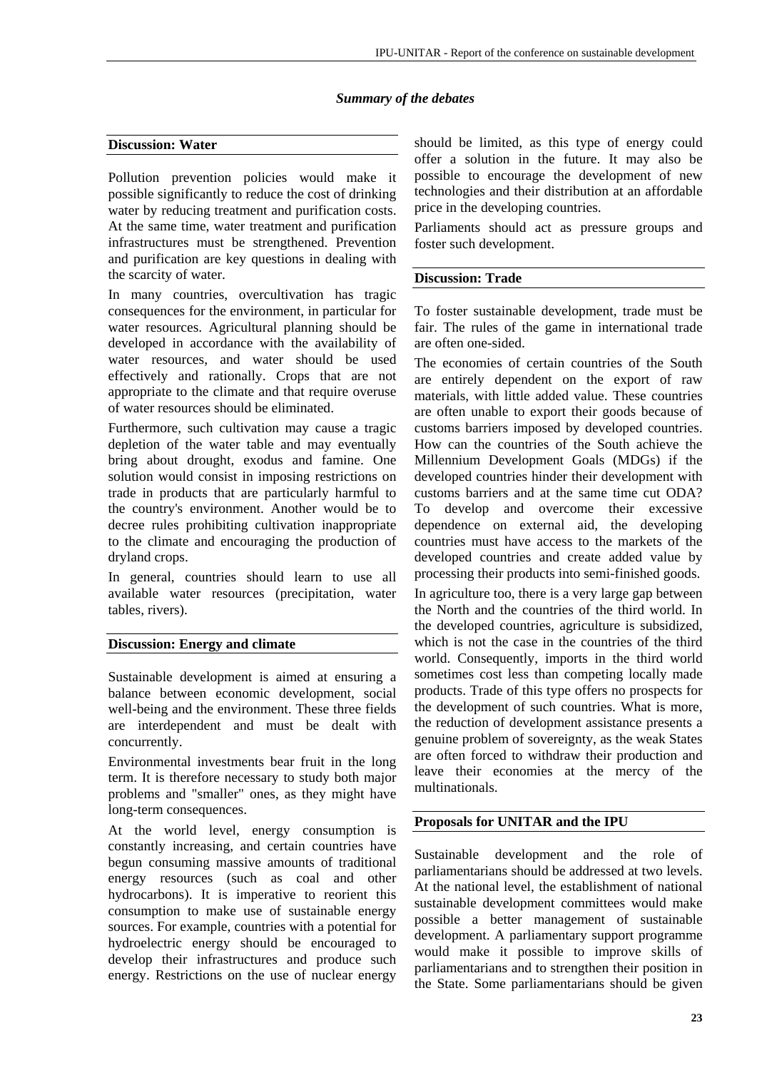*Summary of the debates*

## Discussion: Water

Pollution prevention policies would make it possible significantly to reduce the cost of drinking water by reducing treatment and purification costs. At the same time, water treatment and purification infrastructures must be strengthened. Prevention and purification are key questions in dealing with the scarcity of water.

In many countries, overcultivation has tragic consequences for the environment, in particular for water resources. Agricultural planning should be developed in accordance with the availability of water resources, and water should be used effectively and rationally. Crops that are not appropriate to the climate and that require overuse of water resources should be eliminated.

Furthermore, such cultivation may cause a tragic depletion of the water table and may eventually bring about drought, exodus and famine. One solution would consist in imposing restrictions on trade in products that are particularly harmful to the country's environment. Another would be to decree rules prohibiting cultivation inappropriate to the climate and encouraging the production of dryland crops.

In general, countries should learn to use all available water resources (precipitation, water tables, rivers).

## Discussion: Energy and climate

Sustainable development is aimed at ensuring a balance between economic development, social well-being and the environment. These three fields are interdependent and must be dealt with concurrently.

Environmental investments bear fruit in the long term. It is therefore necessary to study both major problems and "smaller" ones, as they might have long-term consequences.

At the world level, energy consumption is constantly increasing, and certain countries have begun consuming massive amounts of traditional energy resources (such as coal and other hydrocarbons). It is imperative to reorient this consumption to make use of sustainable energy sources. For example, countries with a potential for hydroelectric energy should be encouraged to develop their infrastructures and produce such energy. Restrictions on the use of nuclear energy should be limited, as this type of energy could offer a solution in the future. It may also be possible to encourage the development of new technologies and their distribution at an affordable price in the developing countries.

Parliaments should act as pressure groups and foster such development.

## Discussion: Trade

To foster sustainable development, trade must be fair. The rules of the game in international trade are often one-sided.

The economies of certain countries of the South are entirely dependent on the export of raw materials, with little added value. These countries are often unable to export their goods because of customs barriers imposed by developed countries. How can the countries of the South achieve the Millennium Development Goals (MDGs) if the developed countries hinder their development with customs barriers and at the same time cut ODA? To develop and overcome their excessive dependence on external aid, the developing countries must have access to the markets of the developed countries and create added value by processing their products into semi-finished goods.

In agriculture too, there is a very large gap between the North and the countries of the third world. In the developed countries, agriculture is subsidized, which is not the case in the countries of the third world. Consequently, imports in the third world sometimes cost less than competing locally made products. Trade of this type offers no prospects for the development of such countries. What is more, the reduction of development assistance presents a genuine problem of sovereignty, as the weak States are often forced to withdraw their production and leave their economies at the mercy of the multinationals.

## Proposals for UNITAR and the IPU

Sustainable development and the role of parliamentarians should be addressed at two levels. At the national level, the establishment of national sustainable development committees would make possible a better management of sustainable development. A parliamentary support programme would make it possible to improve skills of parliamentarians and to strengthen their position in the State. Some parliamentarians should be given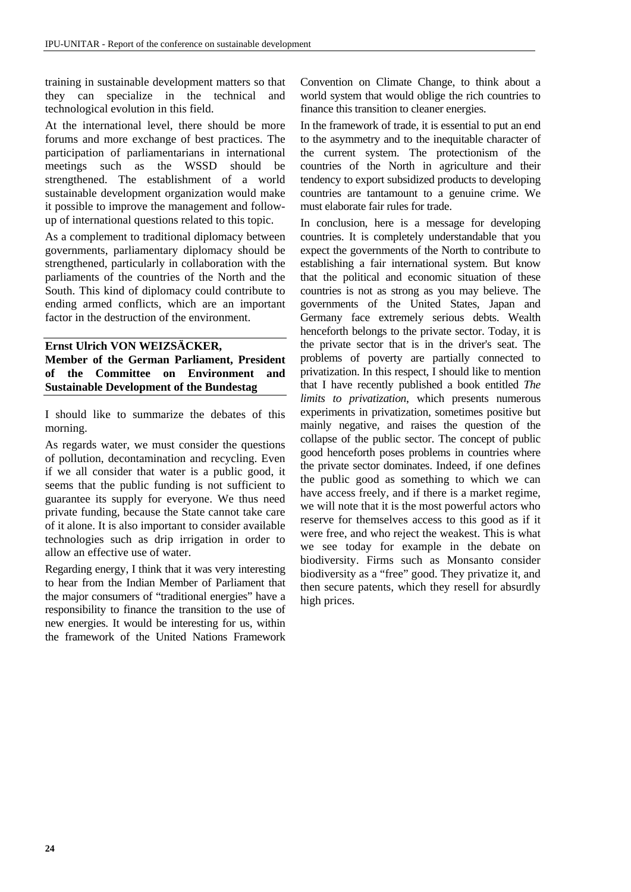training in sustainable development matters so that they can specialize in the technical and technological evolution in this field.

At the international level, there should be more forums and more exchange of best practices. The participation of parliamentarians in international meetings such as the WSSD should be strengthened. The establishment of a world sustainable development organization would make it possible to improve the management and follow-up of international questions related to this topic.

As a complement to traditional diplomacy between governments, parliamentary diplomacy should be strengthened, particularly in collaboration with the parliaments of the countries of the North and the South. This kind of diplomacy could contribute to ending armed conflicts, which are an important factor in the destruction of the environment.

**Ernst Ulrich VON WEIZSÄCKER, Member of the German Parliament, President of the Committee on Environment and Sustainable Development of the Bundestag**

I should like to summarize the debates of this morning.

As regards water, we must consider the questions of pollution, decontamination and recycling. Even if we all consider that water is a public good, it seems that the public funding is not sufficient to guarantee its supply for everyone. We thus need private funding, because the State cannot take care of it alone. It is also important to consider available technologies such as drip irrigation in order to allow an effective use of water.

Regarding energy, I think that it was very interesting to hear from the Indian Member of Parliament that the major consumers of "traditional energies" have a responsibility to finance the transition to the use of new energies. It would be interesting for us, within the framework of the United Nations Framework Convention on Climate Change, to think about a world system that would oblige the rich countries to finance this transition to cleaner energies.

In the framework of trade, it is essential to put an end to the asymmetry and to the inequitable character of the current system. The protectionism of the countries of the North in agriculture and their tendency to export subsidized products to developing countries are tantamount to a genuine crime. We must elaborate fair rules for trade.

In conclusion, here is a message for developing countries. It is completely understandable that you expect the governments of the North to contribute to establishing a fair international system. But know that the political and economic situation of these countries is not as strong as you may believe. The governments of the United States, Japan and Germany face extremely serious debts. Wealth henceforth belongs to the private sector. Today, it is the private sector that is in the driver's seat. The problems of poverty are partially connected to privatization. In this respect, I should like to mention that I have recently published a book entitled *The limits to privatization*, which presents numerous experiments in privatization, sometimes positive but mainly negative, and raises the question of the collapse of the public sector. The concept of public good henceforth poses problems in countries where the private sector dominates. Indeed, if one defines the public good as something to which we can have access freely, and if there is a market regime, we will note that it is the most powerful actors who reserve for themselves access to this good as if it were free, and who reject the weakest. This is what we see today for example in the debate on biodiversity. Firms such as Monsanto consider biodiversity as a "free" good. They privatize it, and then secure patents, which they resell for absurdly high prices.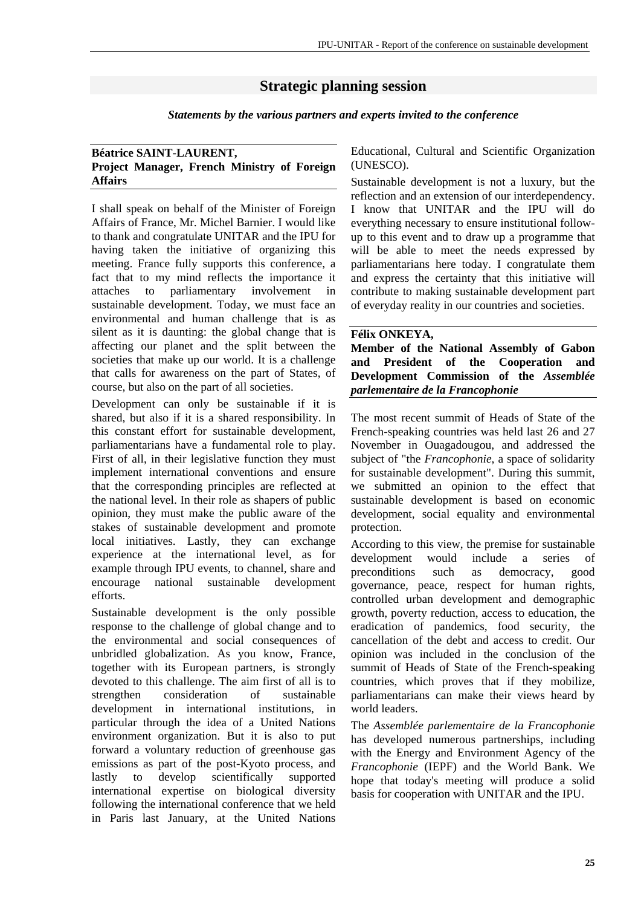## Strategic planning session

***Statements by the various partners and experts invited to the conference***

**Béatrice SAINT-LAURENT,**
**Project Manager, French Ministry of Foreign Affairs**

I shall speak on behalf of the Minister of Foreign Affairs of France, Mr. Michel Barnier. I would like to thank and congratulate UNITAR and the IPU for having taken the initiative of organizing this meeting. France fully supports this conference, a fact that to my mind reflects the importance it attaches to parliamentary involvement in sustainable development. Today, we must face an environmental and human challenge that is as silent as it is daunting: the global change that is affecting our planet and the split between the societies that make up our world. It is a challenge that calls for awareness on the part of States, of course, but also on the part of all societies.

Development can only be sustainable if it is shared, but also if it is a shared responsibility. In this constant effort for sustainable development, parliamentarians have a fundamental role to play. First of all, in their legislative function they must implement international conventions and ensure that the corresponding principles are reflected at the national level. In their role as shapers of public opinion, they must make the public aware of the stakes of sustainable development and promote local initiatives. Lastly, they can exchange experience at the international level, as for example through IPU events, to channel, share and encourage national sustainable development efforts.

Sustainable development is the only possible response to the challenge of global change and to the environmental and social consequences of unbridled globalization. As you know, France, together with its European partners, is strongly devoted to this challenge. The aim first of all is to strengthen consideration of sustainable development in international institutions, in particular through the idea of a United Nations environment organization. But it is also to put forward a voluntary reduction of greenhouse gas emissions as part of the post-Kyoto process, and lastly to develop scientifically supported international expertise on biological diversity following the international conference that we held in Paris last January, at the United Nations Educational, Cultural and Scientific Organization (UNESCO).

Sustainable development is not a luxury, but the reflection and an extension of our interdependency. I know that UNITAR and the IPU will do everything necessary to ensure institutional follow-up to this event and to draw up a programme that will be able to meet the needs expressed by parliamentarians here today. I congratulate them and express the certainty that this initiative will contribute to making sustainable development part of everyday reality in our countries and societies.

**Félix ONKEYA,**
**Member of the National Assembly of Gabon and President of the Cooperation and Development Commission of the *Assemblée parlementaire de la Francophonie***

The most recent summit of Heads of State of the French-speaking countries was held last 26 and 27 November in Ouagadougou, and addressed the subject of "the *Francophonie*, a space of solidarity for sustainable development". During this summit, we submitted an opinion to the effect that sustainable development is based on economic development, social equality and environmental protection.

According to this view, the premise for sustainable development would include a series of preconditions such as democracy, good governance, peace, respect for human rights, controlled urban development and demographic growth, poverty reduction, access to education, the eradication of pandemics, food security, the cancellation of the debt and access to credit. Our opinion was included in the conclusion of the summit of Heads of State of the French-speaking countries, which proves that if they mobilize, parliamentarians can make their views heard by world leaders.

The *Assemblée parlementaire de la Francophonie* has developed numerous partnerships, including with the Energy and Environment Agency of the *Francophonie* (IEPF) and the World Bank. We hope that today's meeting will produce a solid basis for cooperation with UNITAR and the IPU.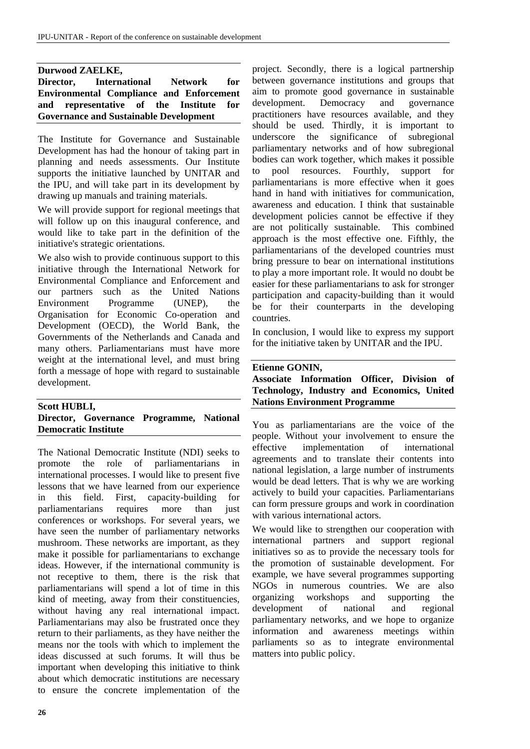**Durwood ZAELKE,**
**Director, International Network for Environmental Compliance and Enforcement and representative of the Institute for Governance and Sustainable Development**

The Institute for Governance and Sustainable Development has had the honour of taking part in planning and needs assessments. Our Institute supports the initiative launched by UNITAR and the IPU, and will take part in its development by drawing up manuals and training materials.

We will provide support for regional meetings that will follow up on this inaugural conference, and would like to take part in the definition of the initiative's strategic orientations.

We also wish to provide continuous support to this initiative through the International Network for Environmental Compliance and Enforcement and our partners such as the United Nations Environment Programme (UNEP), the Organisation for Economic Co-operation and Development (OECD), the World Bank, the Governments of the Netherlands and Canada and many others. Parliamentarians must have more weight at the international level, and must bring forth a message of hope with regard to sustainable development.

**Scott HUBLI,**
**Director, Governance Programme, National Democratic Institute**

The National Democratic Institute (NDI) seeks to promote the role of parliamentarians in international processes. I would like to present five lessons that we have learned from our experience in this field. First, capacity-building for parliamentarians requires more than just conferences or workshops. For several years, we have seen the number of parliamentary networks mushroom. These networks are important, as they make it possible for parliamentarians to exchange ideas. However, if the international community is not receptive to them, there is the risk that parliamentarians will spend a lot of time in this kind of meeting, away from their constituencies, without having any real international impact. Parliamentarians may also be frustrated once they return to their parliaments, as they have neither the means nor the tools with which to implement the ideas discussed at such forums. It will thus be important when developing this initiative to think about which democratic institutions are necessary to ensure the concrete implementation of the project. Secondly, there is a logical partnership between governance institutions and groups that aim to promote good governance in sustainable development. Democracy and governance practitioners have resources available, and they should be used. Thirdly, it is important to underscore the significance of subregional parliamentary networks and of how subregional bodies can work together, which makes it possible to pool resources. Fourthly, support for parliamentarians is more effective when it goes hand in hand with initiatives for communication, awareness and education. I think that sustainable development policies cannot be effective if they are not politically sustainable. This combined approach is the most effective one. Fifthly, the parliamentarians of the developed countries must bring pressure to bear on international institutions to play a more important role. It would no doubt be easier for these parliamentarians to ask for stronger participation and capacity-building than it would be for their counterparts in the developing countries.

In conclusion, I would like to express my support for the initiative taken by UNITAR and the IPU.

**Etienne GONIN,**
**Associate Information Officer, Division of Technology, Industry and Economics, United Nations Environment Programme**

You as parliamentarians are the voice of the people. Without your involvement to ensure the effective implementation of international agreements and to translate their contents into national legislation, a large number of instruments would be dead letters. That is why we are working actively to build your capacities. Parliamentarians can form pressure groups and work in coordination with various international actors.

We would like to strengthen our cooperation with international partners and support regional initiatives so as to provide the necessary tools for the promotion of sustainable development. For example, we have several programmes supporting NGOs in numerous countries. We are also organizing workshops and supporting the development of national and regional parliamentary networks, and we hope to organize information and awareness meetings within parliaments so as to integrate environmental matters into public policy.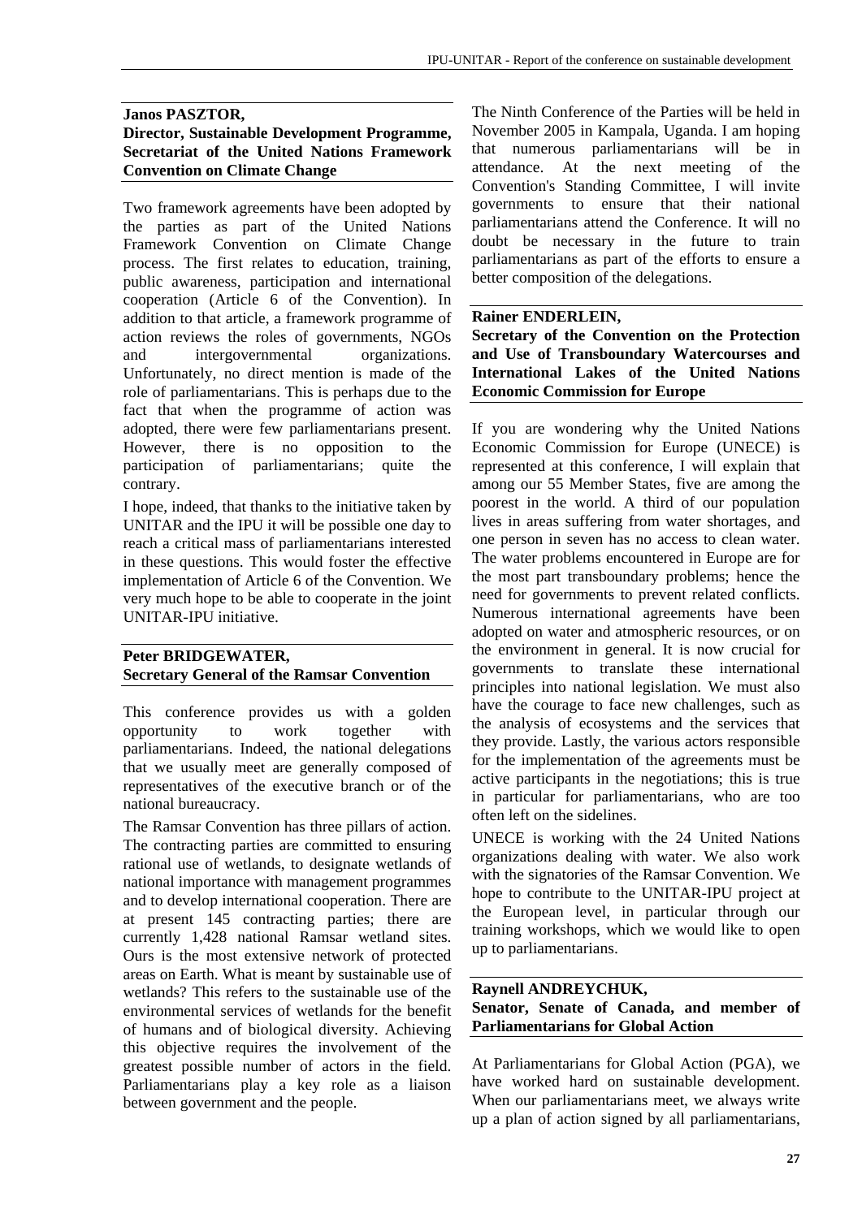**Janos PASZTOR,**
**Director, Sustainable Development Programme, Secretariat of the United Nations Framework Convention on Climate Change**

Two framework agreements have been adopted by the parties as part of the United Nations Framework Convention on Climate Change process. The first relates to education, training, public awareness, participation and international cooperation (Article 6 of the Convention). In addition to that article, a framework programme of action reviews the roles of governments, NGOs and intergovernmental organizations. Unfortunately, no direct mention is made of the role of parliamentarians. This is perhaps due to the fact that when the programme of action was adopted, there were few parliamentarians present. However, there is no opposition to the participation of parliamentarians; quite the contrary.

I hope, indeed, that thanks to the initiative taken by UNITAR and the IPU it will be possible one day to reach a critical mass of parliamentarians interested in these questions. This would foster the effective implementation of Article 6 of the Convention. We very much hope to be able to cooperate in the joint UNITAR-IPU initiative.

**Peter BRIDGEWATER,**
**Secretary General of the Ramsar Convention**

This conference provides us with a golden opportunity to work together with parliamentarians. Indeed, the national delegations that we usually meet are generally composed of representatives of the executive branch or of the national bureaucracy.

The Ramsar Convention has three pillars of action. The contracting parties are committed to ensuring rational use of wetlands, to designate wetlands of national importance with management programmes and to develop international cooperation. There are at present 145 contracting parties; there are currently 1,428 national Ramsar wetland sites. Ours is the most extensive network of protected areas on Earth. What is meant by sustainable use of wetlands? This refers to the sustainable use of the environmental services of wetlands for the benefit of humans and of biological diversity. Achieving this objective requires the involvement of the greatest possible number of actors in the field. Parliamentarians play a key role as a liaison between government and the people.

The Ninth Conference of the Parties will be held in November 2005 in Kampala, Uganda. I am hoping that numerous parliamentarians will be in attendance. At the next meeting of the Convention's Standing Committee, I will invite governments to ensure that their national parliamentarians attend the Conference. It will no doubt be necessary in the future to train parliamentarians as part of the efforts to ensure a better composition of the delegations.

**Rainer ENDERLEIN,**
**Secretary of the Convention on the Protection and Use of Transboundary Watercourses and International Lakes of the United Nations Economic Commission for Europe**

If you are wondering why the United Nations Economic Commission for Europe (UNECE) is represented at this conference, I will explain that among our 55 Member States, five are among the poorest in the world. A third of our population lives in areas suffering from water shortages, and one person in seven has no access to clean water. The water problems encountered in Europe are for the most part transboundary problems; hence the need for governments to prevent related conflicts. Numerous international agreements have been adopted on water and atmospheric resources, or on the environment in general. It is now crucial for governments to translate these international principles into national legislation. We must also have the courage to face new challenges, such as the analysis of ecosystems and the services that they provide. Lastly, the various actors responsible for the implementation of the agreements must be active participants in the negotiations; this is true in particular for parliamentarians, who are too often left on the sidelines.

UNECE is working with the 24 United Nations organizations dealing with water. We also work with the signatories of the Ramsar Convention. We hope to contribute to the UNITAR-IPU project at the European level, in particular through our training workshops, which we would like to open up to parliamentarians.

**Raynell ANDREYCHUK,**
**Senator, Senate of Canada, and member of Parliamentarians for Global Action**

At Parliamentarians for Global Action (PGA), we have worked hard on sustainable development. When our parliamentarians meet, we always write up a plan of action signed by all parliamentarians,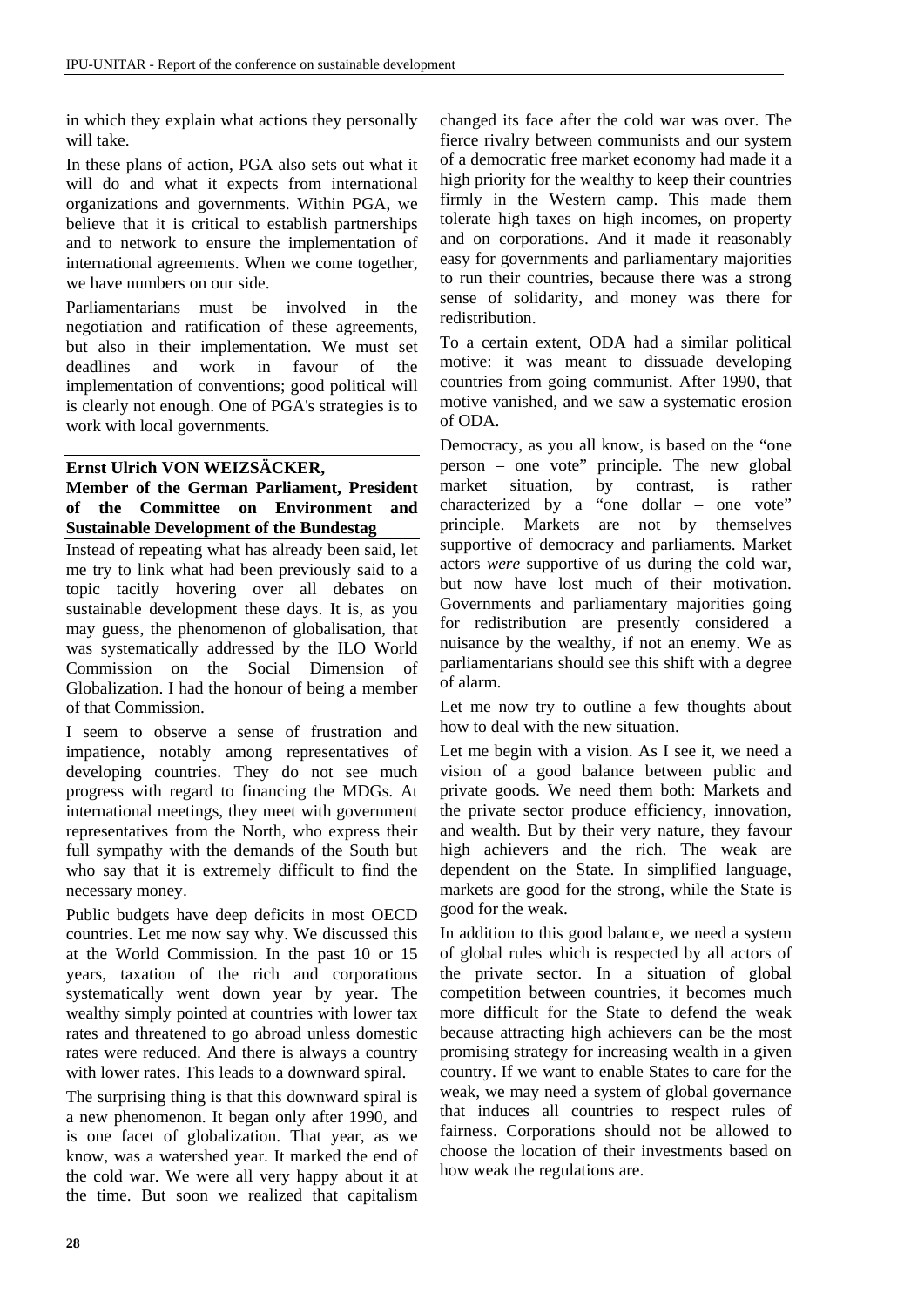in which they explain what actions they personally will take.

In these plans of action, PGA also sets out what it will do and what it expects from international organizations and governments. Within PGA, we believe that it is critical to establish partnerships and to network to ensure the implementation of international agreements. When we come together, we have numbers on our side.

Parliamentarians must be involved in the negotiation and ratification of these agreements, but also in their implementation. We must set deadlines and work in favour of the implementation of conventions; good political will is clearly not enough. One of PGA's strategies is to work with local governments.

**Ernst Ulrich VON WEIZSÄCKER,**
**Member of the German Parliament, President of the Committee on Environment and Sustainable Development of the Bundestag**

Instead of repeating what has already been said, let me try to link what had been previously said to a topic tacitly hovering over all debates on sustainable development these days. It is, as you may guess, the phenomenon of globalisation, that was systematically addressed by the ILO World Commission on the Social Dimension of Globalization. I had the honour of being a member of that Commission.

I seem to observe a sense of frustration and impatience, notably among representatives of developing countries. They do not see much progress with regard to financing the MDGs. At international meetings, they meet with government representatives from the North, who express their full sympathy with the demands of the South but who say that it is extremely difficult to find the necessary money.

Public budgets have deep deficits in most OECD countries. Let me now say why. We discussed this at the World Commission. In the past 10 or 15 years, taxation of the rich and corporations systematically went down year by year. The wealthy simply pointed at countries with lower tax rates and threatened to go abroad unless domestic rates were reduced. And there is always a country with lower rates. This leads to a downward spiral.

The surprising thing is that this downward spiral is a new phenomenon. It began only after 1990, and is one facet of globalization. That year, as we know, was a watershed year. It marked the end of the cold war. We were all very happy about it at the time. But soon we realized that capitalism changed its face after the cold war was over. The fierce rivalry between communists and our system of a democratic free market economy had made it a high priority for the wealthy to keep their countries firmly in the Western camp. This made them tolerate high taxes on high incomes, on property and on corporations. And it made it reasonably easy for governments and parliamentary majorities to run their countries, because there was a strong sense of solidarity, and money was there for redistribution.

To a certain extent, ODA had a similar political motive: it was meant to dissuade developing countries from going communist. After 1990, that motive vanished, and we saw a systematic erosion of ODA.

Democracy, as you all know, is based on the "one person – one vote" principle. The new global market situation, by contrast, is rather characterized by a "one dollar – one vote" principle. Markets are not by themselves supportive of democracy and parliaments. Market actors *were* supportive of us during the cold war, but now have lost much of their motivation. Governments and parliamentary majorities going for redistribution are presently considered a nuisance by the wealthy, if not an enemy. We as parliamentarians should see this shift with a degree of alarm.

Let me now try to outline a few thoughts about how to deal with the new situation.

Let me begin with a vision. As I see it, we need a vision of a good balance between public and private goods. We need them both: Markets and the private sector produce efficiency, innovation, and wealth. But by their very nature, they favour high achievers and the rich. The weak are dependent on the State. In simplified language, markets are good for the strong, while the State is good for the weak.

In addition to this good balance, we need a system of global rules which is respected by all actors of the private sector. In a situation of global competition between countries, it becomes much more difficult for the State to defend the weak because attracting high achievers can be the most promising strategy for increasing wealth in a given country. If we want to enable States to care for the weak, we may need a system of global governance that induces all countries to respect rules of fairness. Corporations should not be allowed to choose the location of their investments based on how weak the regulations are.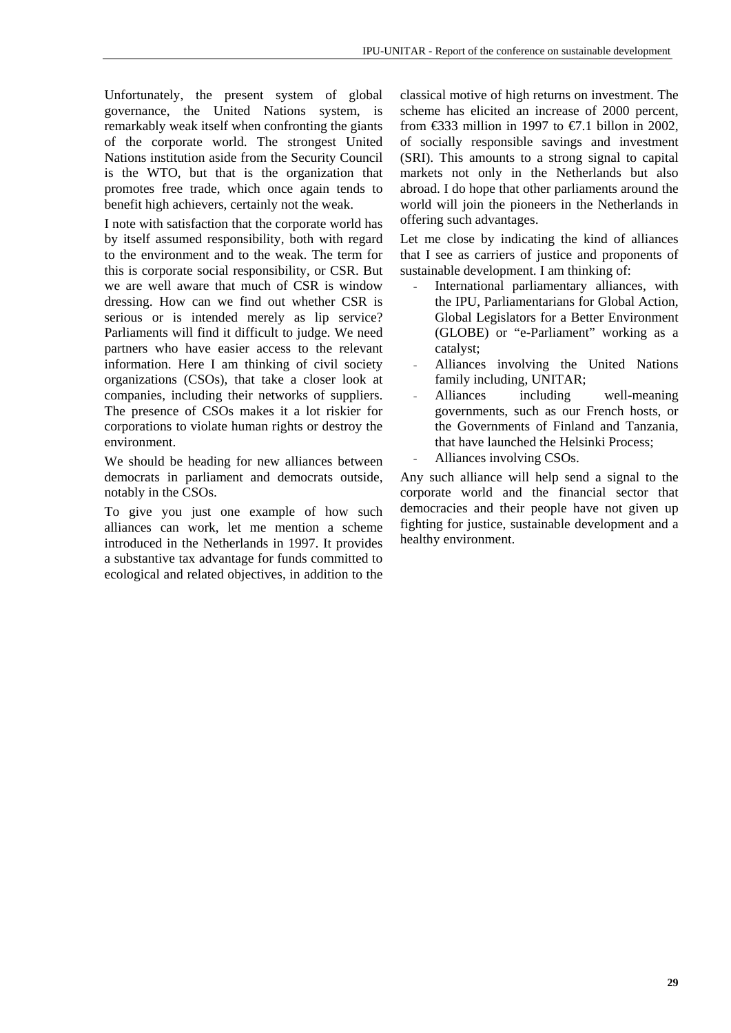Unfortunately, the present system of global governance, the United Nations system, is remarkably weak itself when confronting the giants of the corporate world. The strongest United Nations institution aside from the Security Council is the WTO, but that is the organization that promotes free trade, which once again tends to benefit high achievers, certainly not the weak.

I note with satisfaction that the corporate world has by itself assumed responsibility, both with regard to the environment and to the weak. The term for this is corporate social responsibility, or CSR. But we are well aware that much of CSR is window dressing. How can we find out whether CSR is serious or is intended merely as lip service? Parliaments will find it difficult to judge. We need partners who have easier access to the relevant information. Here I am thinking of civil society organizations (CSOs), that take a closer look at companies, including their networks of suppliers. The presence of CSOs makes it a lot riskier for corporations to violate human rights or destroy the environment.

We should be heading for new alliances between democrats in parliament and democrats outside, notably in the CSOs.

To give you just one example of how such alliances can work, let me mention a scheme introduced in the Netherlands in 1997. It provides a substantive tax advantage for funds committed to ecological and related objectives, in addition to the classical motive of high returns on investment. The scheme has elicited an increase of 2000 percent, from €333 million in 1997 to €7.1 billon in 2002, of socially responsible savings and investment (SRI). This amounts to a strong signal to capital markets not only in the Netherlands but also abroad. I do hope that other parliaments around the world will join the pioneers in the Netherlands in offering such advantages.

Let me close by indicating the kind of alliances that I see as carriers of justice and proponents of sustainable development. I am thinking of:

- International parliamentary alliances, with the IPU, Parliamentarians for Global Action, Global Legislators for a Better Environment (GLOBE) or "e-Parliament" working as a catalyst;
- Alliances involving the United Nations family including, UNITAR;
- Alliances including well-meaning governments, such as our French hosts, or the Governments of Finland and Tanzania, that have launched the Helsinki Process;
- Alliances involving CSOs.

Any such alliance will help send a signal to the corporate world and the financial sector that democracies and their people have not given up fighting for justice, sustainable development and a healthy environment.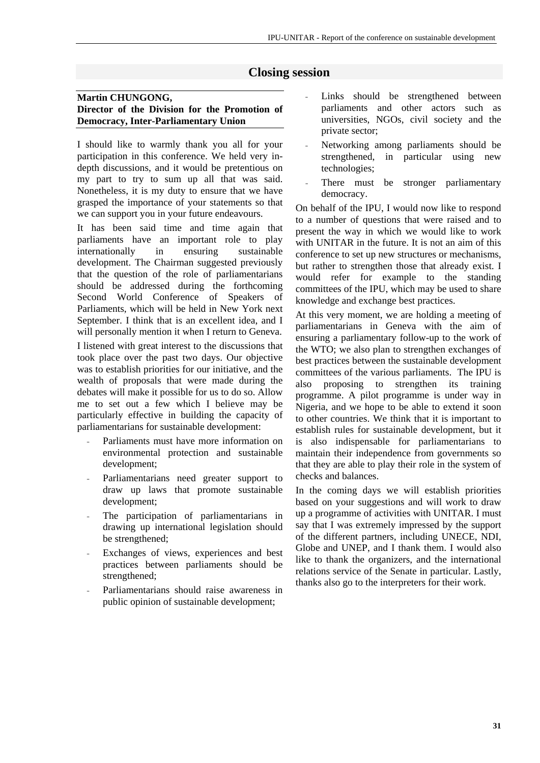## Closing session

**Martin CHUNGONG,**
**Director of the Division for the Promotion of Democracy, Inter-Parliamentary Union**

I should like to warmly thank you all for your participation in this conference. We held very in-depth discussions, and it would be pretentious on my part to try to sum up all that was said. Nonetheless, it is my duty to ensure that we have grasped the importance of your statements so that we can support you in your future endeavours.

It has been said time and time again that parliaments have an important role to play internationally in ensuring sustainable development. The Chairman suggested previously that the question of the role of parliamentarians should be addressed during the forthcoming Second World Conference of Speakers of Parliaments, which will be held in New York next September. I think that is an excellent idea, and I will personally mention it when I return to Geneva.

I listened with great interest to the discussions that took place over the past two days. Our objective was to establish priorities for our initiative, and the wealth of proposals that were made during the debates will make it possible for us to do so. Allow me to set out a few which I believe may be particularly effective in building the capacity of parliamentarians for sustainable development:

- Parliaments must have more information on environmental protection and sustainable development;
- Parliamentarians need greater support to draw up laws that promote sustainable development;
- The participation of parliamentarians in drawing up international legislation should be strengthened;
- Exchanges of views, experiences and best practices between parliaments should be strengthened;
- Parliamentarians should raise awareness in public opinion of sustainable development;
- Links should be strengthened between parliaments and other actors such as universities, NGOs, civil society and the private sector;
- Networking among parliaments should be strengthened, in particular using new technologies;
- There must be stronger parliamentary democracy.

On behalf of the IPU, I would now like to respond to a number of questions that were raised and to present the way in which we would like to work with UNITAR in the future. It is not an aim of this conference to set up new structures or mechanisms, but rather to strengthen those that already exist. I would refer for example to the standing committees of the IPU, which may be used to share knowledge and exchange best practices.

At this very moment, we are holding a meeting of parliamentarians in Geneva with the aim of ensuring a parliamentary follow-up to the work of the WTO; we also plan to strengthen exchanges of best practices between the sustainable development committees of the various parliaments. The IPU is also proposing to strengthen its training programme. A pilot programme is under way in Nigeria, and we hope to be able to extend it soon to other countries. We think that it is important to establish rules for sustainable development, but it is also indispensable for parliamentarians to maintain their independence from governments so that they are able to play their role in the system of checks and balances.

In the coming days we will establish priorities based on your suggestions and will work to draw up a programme of activities with UNITAR. I must say that I was extremely impressed by the support of the different partners, including UNECE, NDI, Globe and UNEP, and I thank them. I would also like to thank the organizers, and the international relations service of the Senate in particular. Lastly, thanks also go to the interpreters for their work.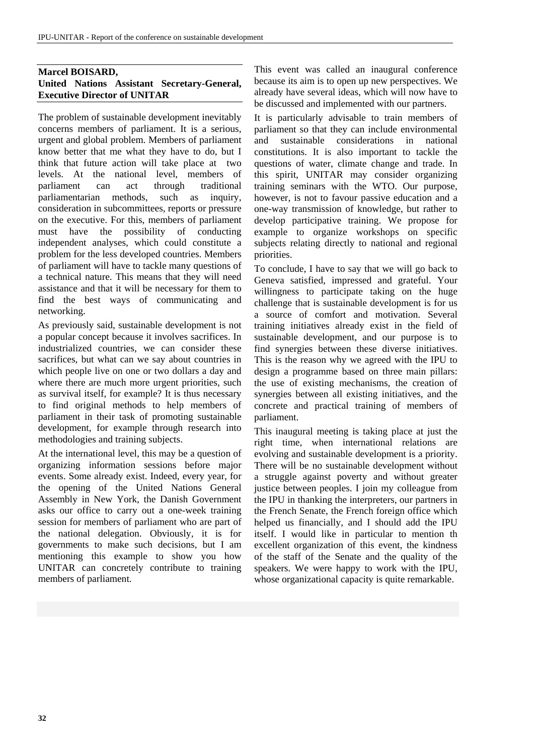**Marcel BOISARD,**
**United Nations Assistant Secretary-General, Executive Director of UNITAR**

The problem of sustainable development inevitably concerns members of parliament. It is a serious, urgent and global problem. Members of parliament know better that me what they have to do, but I think that future action will take place at two levels. At the national level, members of parliament can act through traditional parliamentarian methods, such as inquiry, consideration in subcommittees, reports or pressure on the executive. For this, members of parliament must have the possibility of conducting independent analyses, which could constitute a problem for the less developed countries. Members of parliament will have to tackle many questions of a technical nature. This means that they will need assistance and that it will be necessary for them to find the best ways of communicating and networking.

As previously said, sustainable development is not a popular concept because it involves sacrifices. In industrialized countries, we can consider these sacrifices, but what can we say about countries in which people live on one or two dollars a day and where there are much more urgent priorities, such as survival itself, for example? It is thus necessary to find original methods to help members of parliament in their task of promoting sustainable development, for example through research into methodologies and training subjects.

At the international level, this may be a question of organizing information sessions before major events. Some already exist. Indeed, every year, for the opening of the United Nations General Assembly in New York, the Danish Government asks our office to carry out a one-week training session for members of parliament who are part of the national delegation. Obviously, it is for governments to make such decisions, but I am mentioning this example to show you how UNITAR can concretely contribute to training members of parliament.

This event was called an inaugural conference because its aim is to open up new perspectives. We already have several ideas, which will now have to be discussed and implemented with our partners.

It is particularly advisable to train members of parliament so that they can include environmental and sustainable considerations in national constitutions. It is also important to tackle the questions of water, climate change and trade. In this spirit, UNITAR may consider organizing training seminars with the WTO. Our purpose, however, is not to favour passive education and a one-way transmission of knowledge, but rather to develop participative training. We propose for example to organize workshops on specific subjects relating directly to national and regional priorities.

To conclude, I have to say that we will go back to Geneva satisfied, impressed and grateful. Your willingness to participate taking on the huge challenge that is sustainable development is for us a source of comfort and motivation. Several training initiatives already exist in the field of sustainable development, and our purpose is to find synergies between these diverse initiatives. This is the reason why we agreed with the IPU to design a programme based on three main pillars: the use of existing mechanisms, the creation of synergies between all existing initiatives, and the concrete and practical training of members of parliament.

This inaugural meeting is taking place at just the right time, when international relations are evolving and sustainable development is a priority. There will be no sustainable development without a struggle against poverty and without greater justice between peoples. I join my colleague from the IPU in thanking the interpreters, our partners in the French Senate, the French foreign office which helped us financially, and I should add the IPU itself. I would like in particular to mention th excellent organization of this event, the kindness of the staff of the Senate and the quality of the speakers. We were happy to work with the IPU, whose organizational capacity is quite remarkable.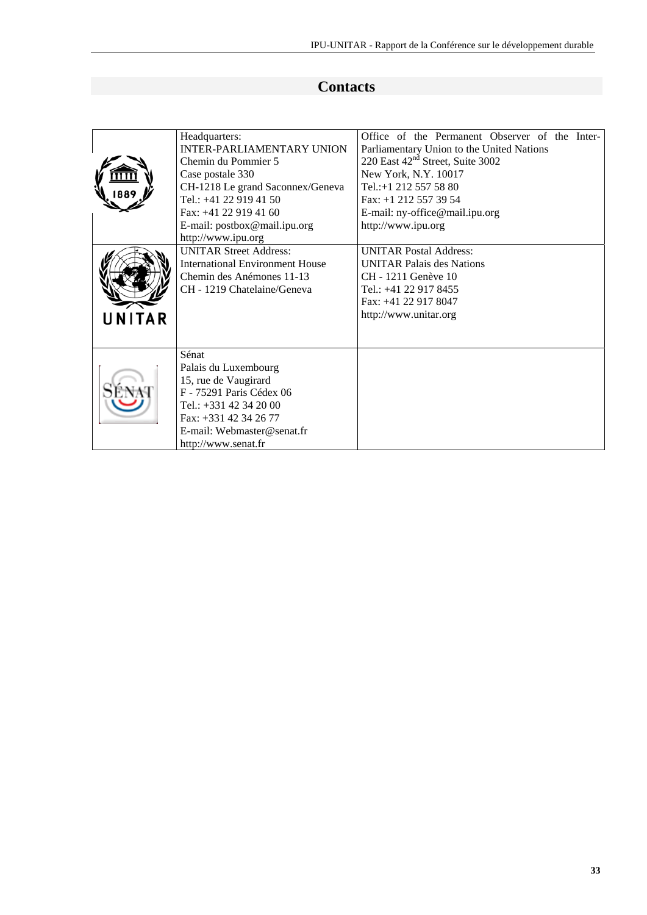## Contacts

| | | |
|---|---|---|
| | Headquarters:<br>INTER-PARLIAMENTARY UNION<br>Chemin du Pommier 5<br>Case postale 330<br>CH-1218 Le grand Saconnex/Geneva<br>Tel.: +41 22 919 41 50<br>Fax: +41 22 919 41 60<br>E-mail: postbox@mail.ipu.org<br>http://www.ipu.org | Office of the Permanent Observer of the Inter-Parliamentary Union to the United Nations<br>220 East 42nd Street, Suite 3002<br>New York, N.Y. 10017<br>Tel.:+1 212 557 58 80<br>Fax: +1 212 557 39 54<br>E-mail: ny-office@mail.ipu.org<br>http://www.ipu.org |
| | UNITAR Street Address:<br>International Environment House<br>Chemin des Anémones 11-13<br>CH - 1219 Chatelaine/Geneva | UNITAR Postal Address:<br>UNITAR Palais des Nations<br>CH - 1211 Genève 10<br>Tel.: +41 22 917 8455<br>Fax: +41 22 917 8047<br>http://www.unitar.org |
| | Sénat<br>Palais du Luxembourg<br>15, rue de Vaugirard<br>F - 75291 Paris Cédex 06<br>Tel.: +331 42 34 20 00<br>Fax: +331 42 34 26 77<br>E-mail: Webmaster@senat.fr<br>http://www.senat.fr | |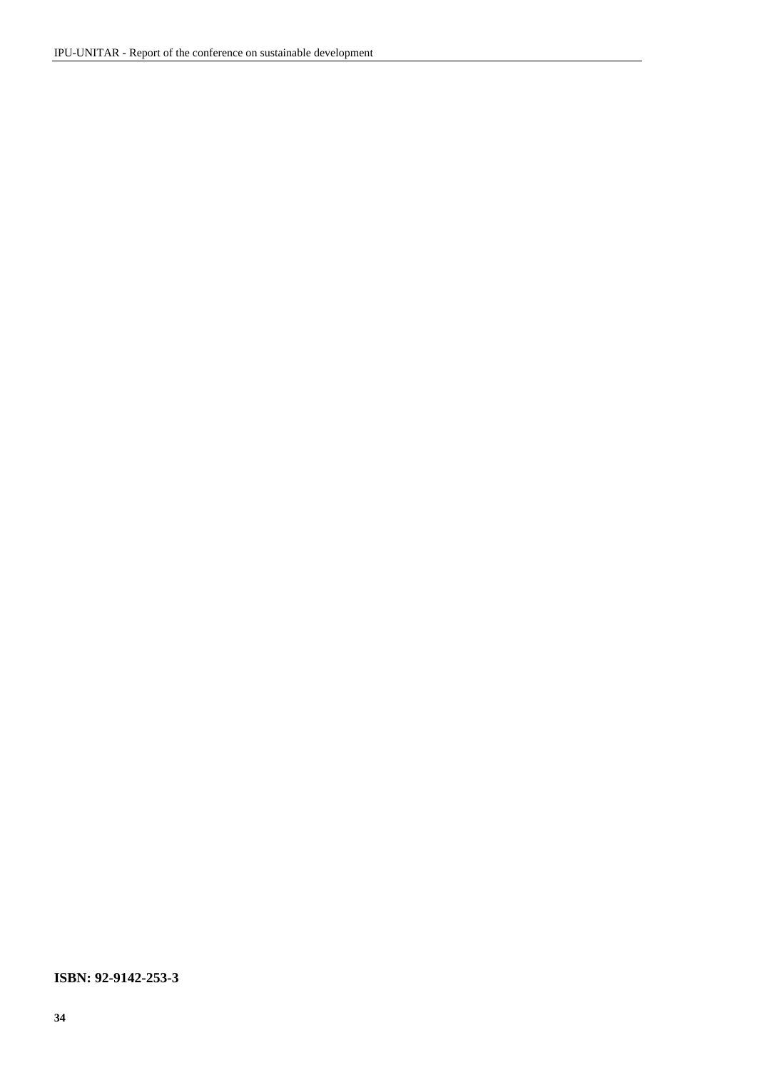**ISBN: 92-9142-253-3**